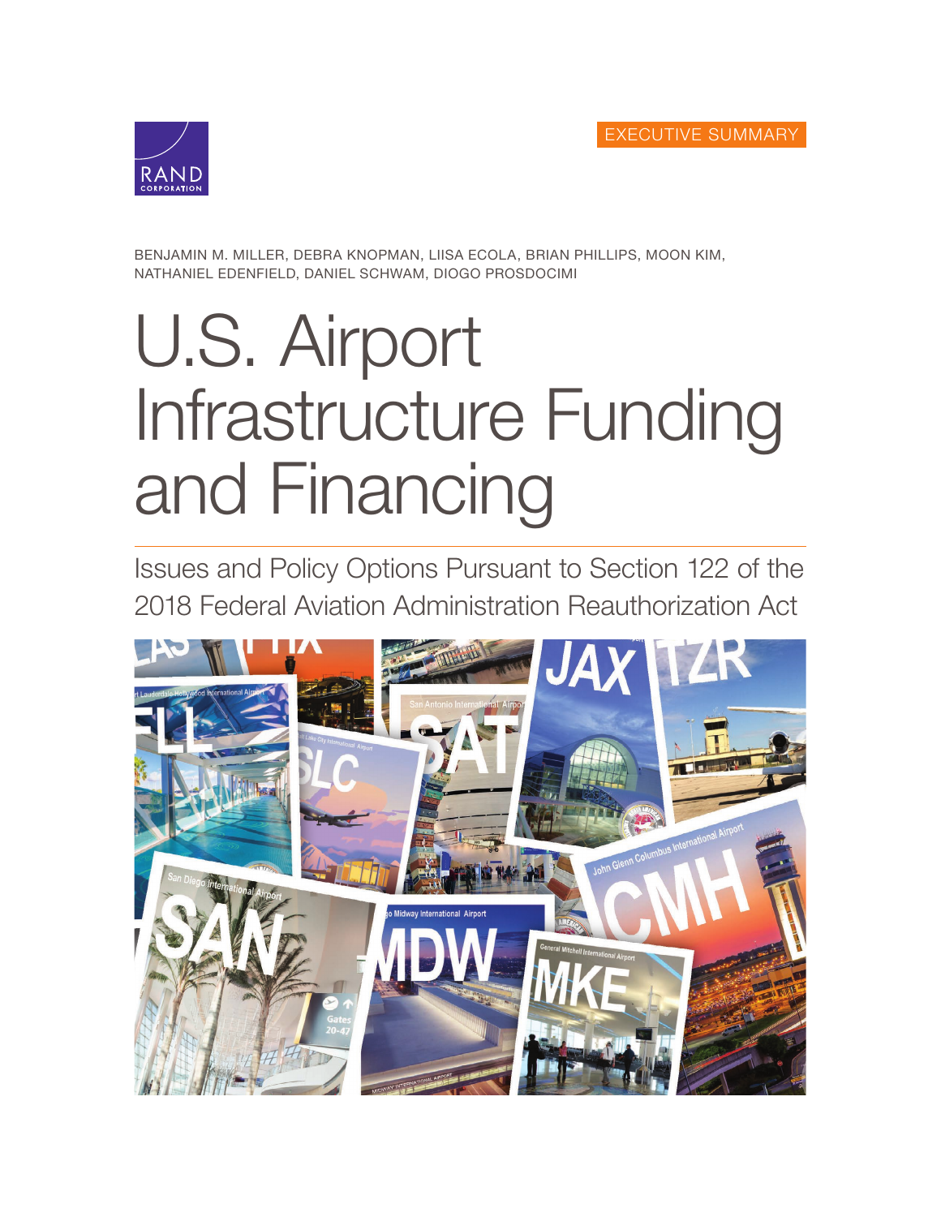EXECUTIVE SUMMARY

BENJAMIN M. MILLER, DEBRA KNOPMAN, LIISA ECOLA, BRIAN PHILLIPS, MOON KIM, NATHANIEL EDENFIELD, DANIEL SCHWAM, DIOGO PROSDOCIMI

# U.S. Airport Infrastructure Funding and Financing

## Issues and Policy Options Pursuant to Section 122 of the 2018 Federal Aviation Administration Reauthorization Act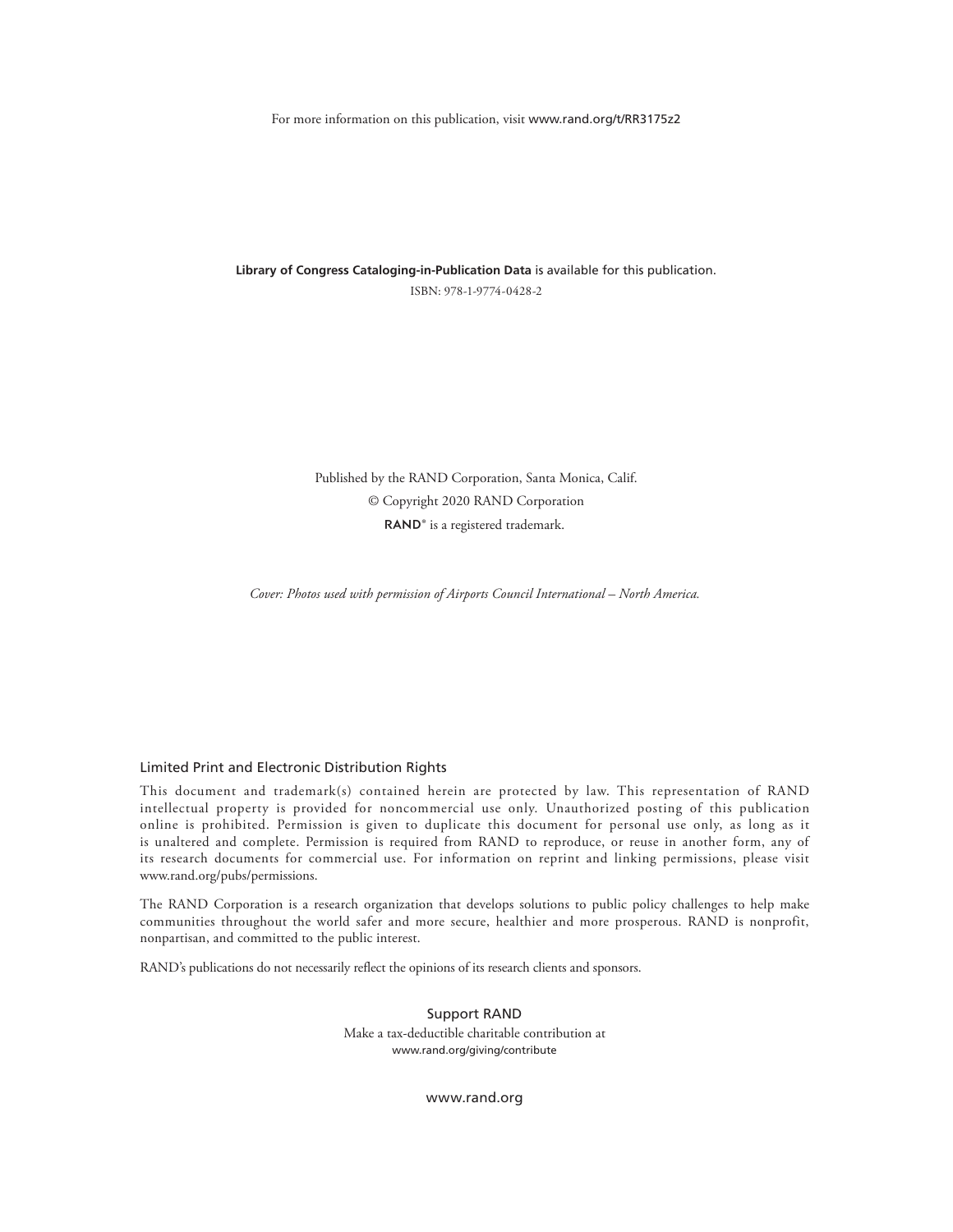For more information on this publication, visit www.rand.org/t/RR3175z2

**Library of Congress Cataloging-in-Publication Data** is available for this publication.

ISBN: 978-1-9774-0428-2

Published by the RAND Corporation, Santa Monica, Calif.

© Copyright 2020 RAND Corporation

RAND® is a registered trademark.

*Cover: Photos used with permission of Airports Council International – North America.*

### Limited Print and Electronic Distribution Rights

This document and trademark(s) contained herein are protected by law. This representation of RAND intellectual property is provided for noncommercial use only. Unauthorized posting of this publication online is prohibited. Permission is given to duplicate this document for personal use only, as long as it is unaltered and complete. Permission is required from RAND to reproduce, or reuse in another form, any of its research documents for commercial use. For information on reprint and linking permissions, please visit www.rand.org/pubs/permissions.

The RAND Corporation is a research organization that develops solutions to public policy challenges to help make communities throughout the world safer and more secure, healthier and more prosperous. RAND is nonprofit, nonpartisan, and committed to the public interest.

RAND's publications do not necessarily reflect the opinions of its research clients and sponsors.

Support RAND

Make a tax-deductible charitable contribution at
www.rand.org/giving/contribute

www.rand.org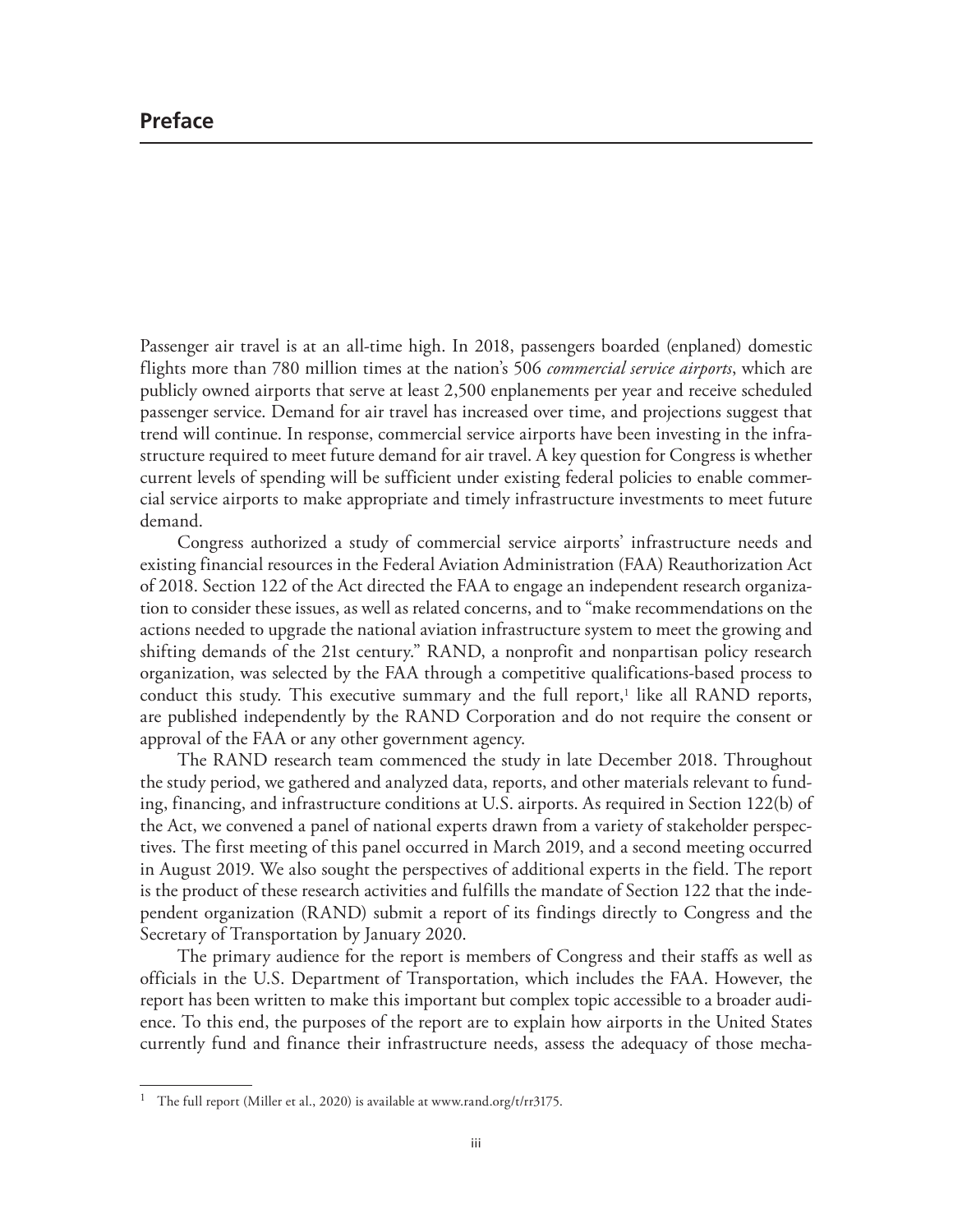## Preface

Passenger air travel is at an all-time high. In 2018, passengers boarded (enplaned) domestic flights more than 780 million times at the nation's 506 *commercial service airports*, which are publicly owned airports that serve at least 2,500 enplanements per year and receive scheduled passenger service. Demand for air travel has increased over time, and projections suggest that trend will continue. In response, commercial service airports have been investing in the infrastructure required to meet future demand for air travel. A key question for Congress is whether current levels of spending will be sufficient under existing federal policies to enable commercial service airports to make appropriate and timely infrastructure investments to meet future demand.

Congress authorized a study of commercial service airports' infrastructure needs and existing financial resources in the Federal Aviation Administration (FAA) Reauthorization Act of 2018. Section 122 of the Act directed the FAA to engage an independent research organization to consider these issues, as well as related concerns, and to "make recommendations on the actions needed to upgrade the national aviation infrastructure system to meet the growing and shifting demands of the 21st century." RAND, a nonprofit and nonpartisan policy research organization, was selected by the FAA through a competitive qualifications-based process to conduct this study. This executive summary and the full report,[1] like all RAND reports, are published independently by the RAND Corporation and do not require the consent or approval of the FAA or any other government agency.

The RAND research team commenced the study in late December 2018. Throughout the study period, we gathered and analyzed data, reports, and other materials relevant to funding, financing, and infrastructure conditions at U.S. airports. As required in Section 122(b) of the Act, we convened a panel of national experts drawn from a variety of stakeholder perspectives. The first meeting of this panel occurred in March 2019, and a second meeting occurred in August 2019. We also sought the perspectives of additional experts in the field. The report is the product of these research activities and fulfills the mandate of Section 122 that the independent organization (RAND) submit a report of its findings directly to Congress and the Secretary of Transportation by January 2020.

The primary audience for the report is members of Congress and their staffs as well as officials in the U.S. Department of Transportation, which includes the FAA. However, the report has been written to make this important but complex topic accessible to a broader audience. To this end, the purposes of the report are to explain how airports in the United States currently fund and finance their infrastructure needs, assess the adequacy of those mecha-

[1] The full report (Miller et al., 2020) is available at www.rand.org/t/rr3175.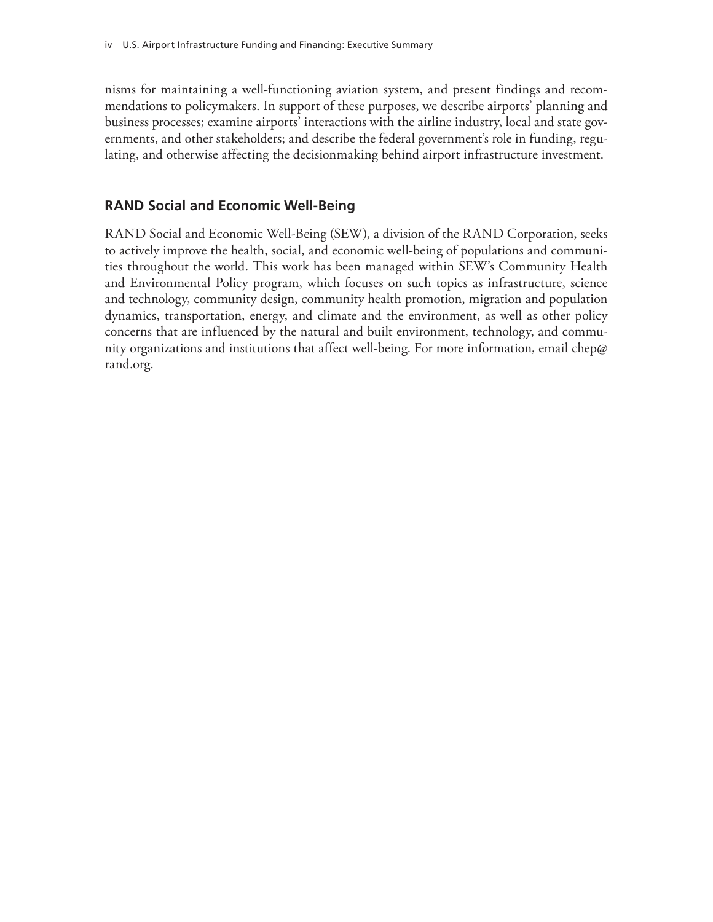nisms for maintaining a well-functioning aviation system, and present findings and recommendations to policymakers. In support of these purposes, we describe airports' planning and business processes; examine airports' interactions with the airline industry, local and state governments, and other stakeholders; and describe the federal government's role in funding, regulating, and otherwise affecting the decisionmaking behind airport infrastructure investment.

## RAND Social and Economic Well-Being

RAND Social and Economic Well-Being (SEW), a division of the RAND Corporation, seeks to actively improve the health, social, and economic well-being of populations and communities throughout the world. This work has been managed within SEW's Community Health and Environmental Policy program, which focuses on such topics as infrastructure, science and technology, community design, community health promotion, migration and population dynamics, transportation, energy, and climate and the environment, as well as other policy concerns that are influenced by the natural and built environment, technology, and community organizations and institutions that affect well-being. For more information, email chep@rand.org.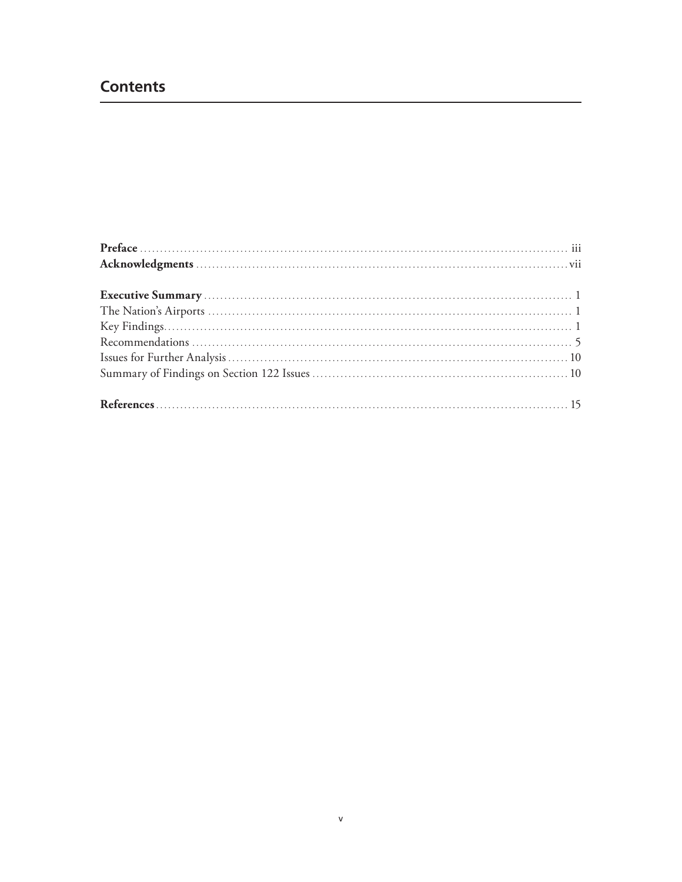## Contents

**Preface** ........................................................................................................ iii
**Acknowledgments** .......................................................................................... vii

**Executive Summary** ........................................................................................ 1
The Nation's Airports ........................................................................................ 1
Key Findings....................................................................................................... 1
Recommendations ............................................................................................. 5
Issues for Further Analysis ................................................................................ 10
Summary of Findings on Section 122 Issues ..................................................... 10

**References** ...................................................................................................... 15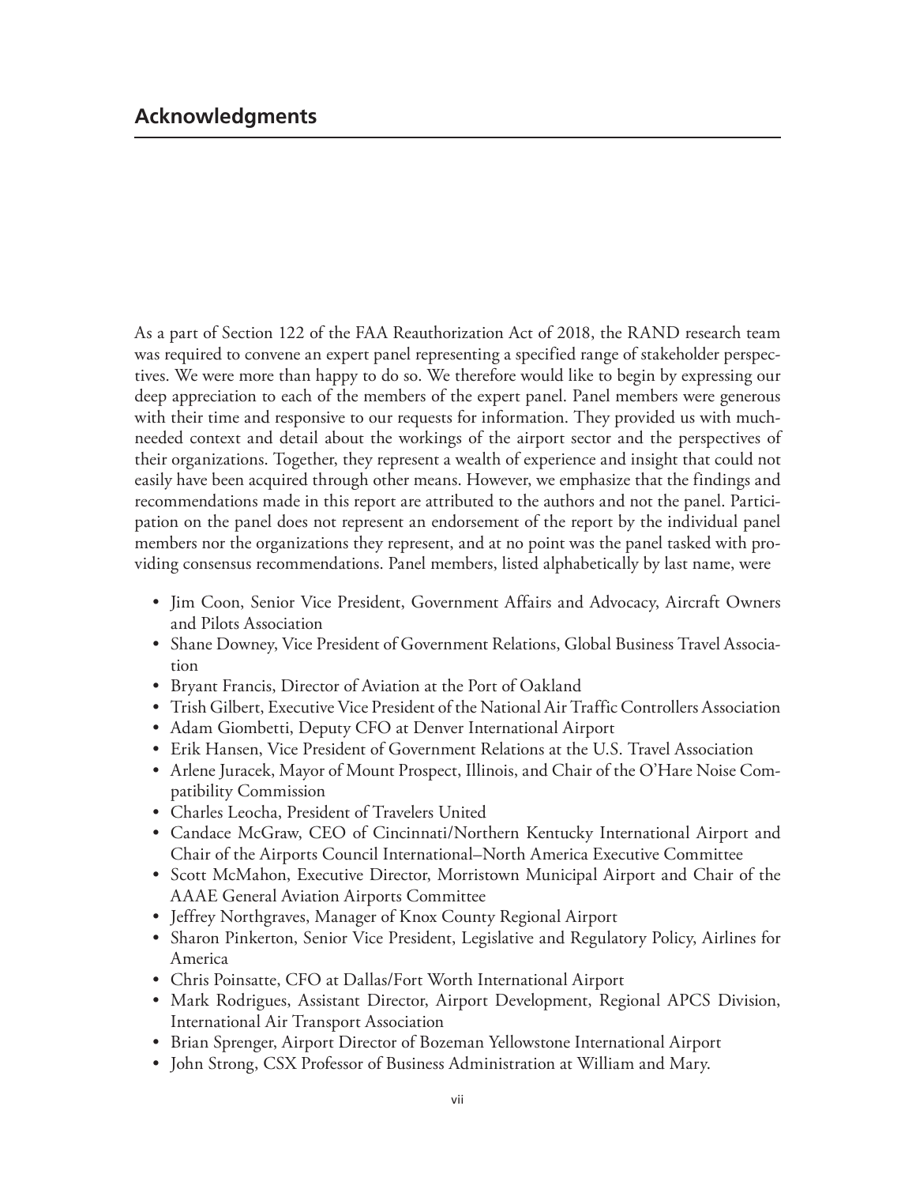## Acknowledgments

As a part of Section 122 of the FAA Reauthorization Act of 2018, the RAND research team was required to convene an expert panel representing a specified range of stakeholder perspectives. We were more than happy to do so. We therefore would like to begin by expressing our deep appreciation to each of the members of the expert panel. Panel members were generous with their time and responsive to our requests for information. They provided us with much-needed context and detail about the workings of the airport sector and the perspectives of their organizations. Together, they represent a wealth of experience and insight that could not easily have been acquired through other means. However, we emphasize that the findings and recommendations made in this report are attributed to the authors and not the panel. Participation on the panel does not represent an endorsement of the report by the individual panel members nor the organizations they represent, and at no point was the panel tasked with providing consensus recommendations. Panel members, listed alphabetically by last name, were

- Jim Coon, Senior Vice President, Government Affairs and Advocacy, Aircraft Owners and Pilots Association
- Shane Downey, Vice President of Government Relations, Global Business Travel Association
- Bryant Francis, Director of Aviation at the Port of Oakland
- Trish Gilbert, Executive Vice President of the National Air Traffic Controllers Association
- Adam Giombetti, Deputy CFO at Denver International Airport
- Erik Hansen, Vice President of Government Relations at the U.S. Travel Association
- Arlene Juracek, Mayor of Mount Prospect, Illinois, and Chair of the O'Hare Noise Compatibility Commission
- Charles Leocha, President of Travelers United
- Candace McGraw, CEO of Cincinnati/Northern Kentucky International Airport and Chair of the Airports Council International–North America Executive Committee
- Scott McMahon, Executive Director, Morristown Municipal Airport and Chair of the AAAE General Aviation Airports Committee
- Jeffrey Northgraves, Manager of Knox County Regional Airport
- Sharon Pinkerton, Senior Vice President, Legislative and Regulatory Policy, Airlines for America
- Chris Poinsatte, CFO at Dallas/Fort Worth International Airport
- Mark Rodrigues, Assistant Director, Airport Development, Regional APCS Division, International Air Transport Association
- Brian Sprenger, Airport Director of Bozeman Yellowstone International Airport
- John Strong, CSX Professor of Business Administration at William and Mary.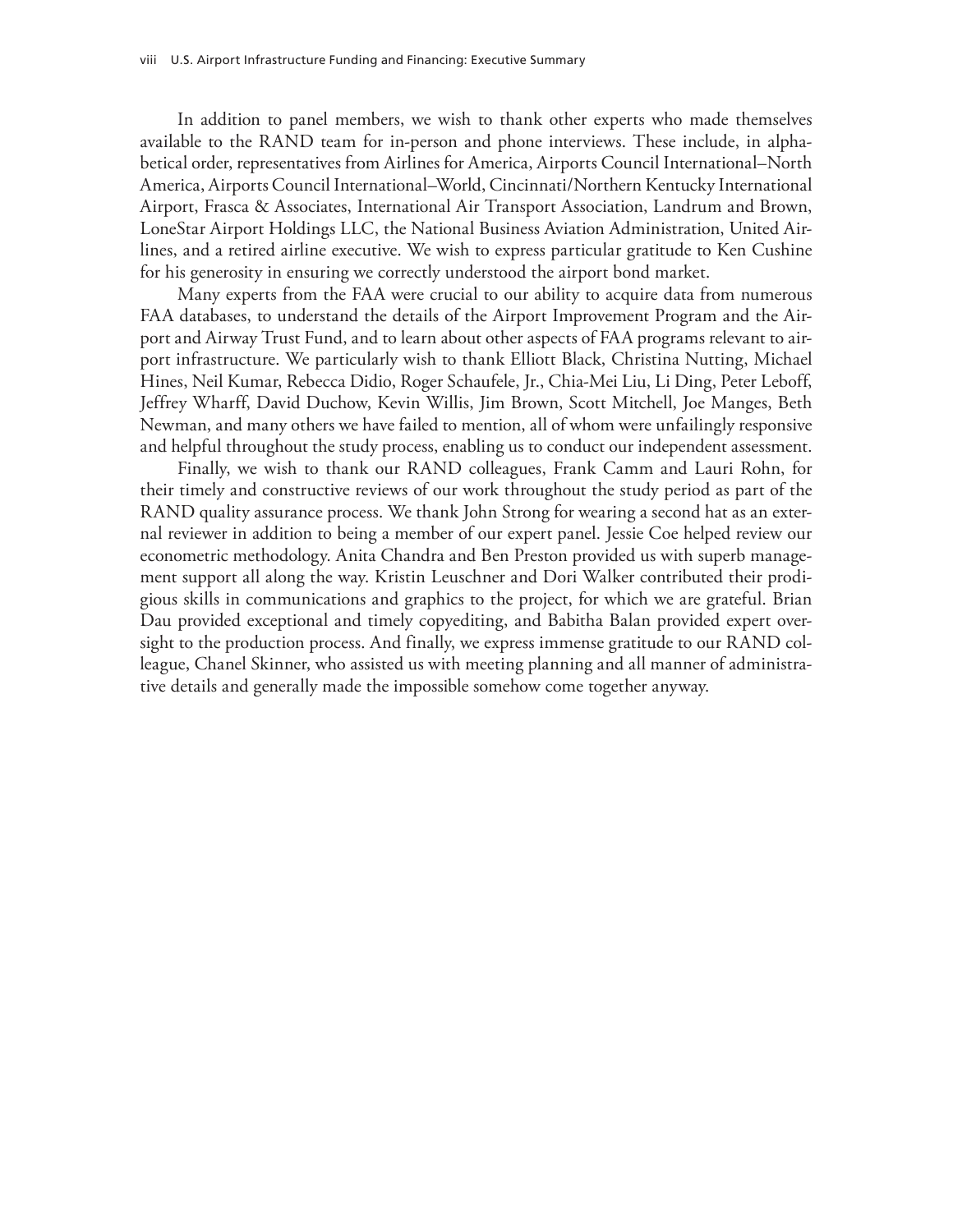In addition to panel members, we wish to thank other experts who made themselves available to the RAND team for in-person and phone interviews. These include, in alphabetical order, representatives from Airlines for America, Airports Council International–North America, Airports Council International–World, Cincinnati/Northern Kentucky International Airport, Frasca & Associates, International Air Transport Association, Landrum and Brown, LoneStar Airport Holdings LLC, the National Business Aviation Administration, United Airlines, and a retired airline executive. We wish to express particular gratitude to Ken Cushine for his generosity in ensuring we correctly understood the airport bond market.

Many experts from the FAA were crucial to our ability to acquire data from numerous FAA databases, to understand the details of the Airport Improvement Program and the Airport and Airway Trust Fund, and to learn about other aspects of FAA programs relevant to airport infrastructure. We particularly wish to thank Elliott Black, Christina Nutting, Michael Hines, Neil Kumar, Rebecca Didio, Roger Schaufele, Jr., Chia-Mei Liu, Li Ding, Peter Leboff, Jeffrey Wharff, David Duchow, Kevin Willis, Jim Brown, Scott Mitchell, Joe Manges, Beth Newman, and many others we have failed to mention, all of whom were unfailingly responsive and helpful throughout the study process, enabling us to conduct our independent assessment.

Finally, we wish to thank our RAND colleagues, Frank Camm and Lauri Rohn, for their timely and constructive reviews of our work throughout the study period as part of the RAND quality assurance process. We thank John Strong for wearing a second hat as an external reviewer in addition to being a member of our expert panel. Jessie Coe helped review our econometric methodology. Anita Chandra and Ben Preston provided us with superb management support all along the way. Kristin Leuschner and Dori Walker contributed their prodigious skills in communications and graphics to the project, for which we are grateful. Brian Dau provided exceptional and timely copyediting, and Babitha Balan provided expert oversight to the production process. And finally, we express immense gratitude to our RAND colleague, Chanel Skinner, who assisted us with meeting planning and all manner of administrative details and generally made the impossible somehow come together anyway.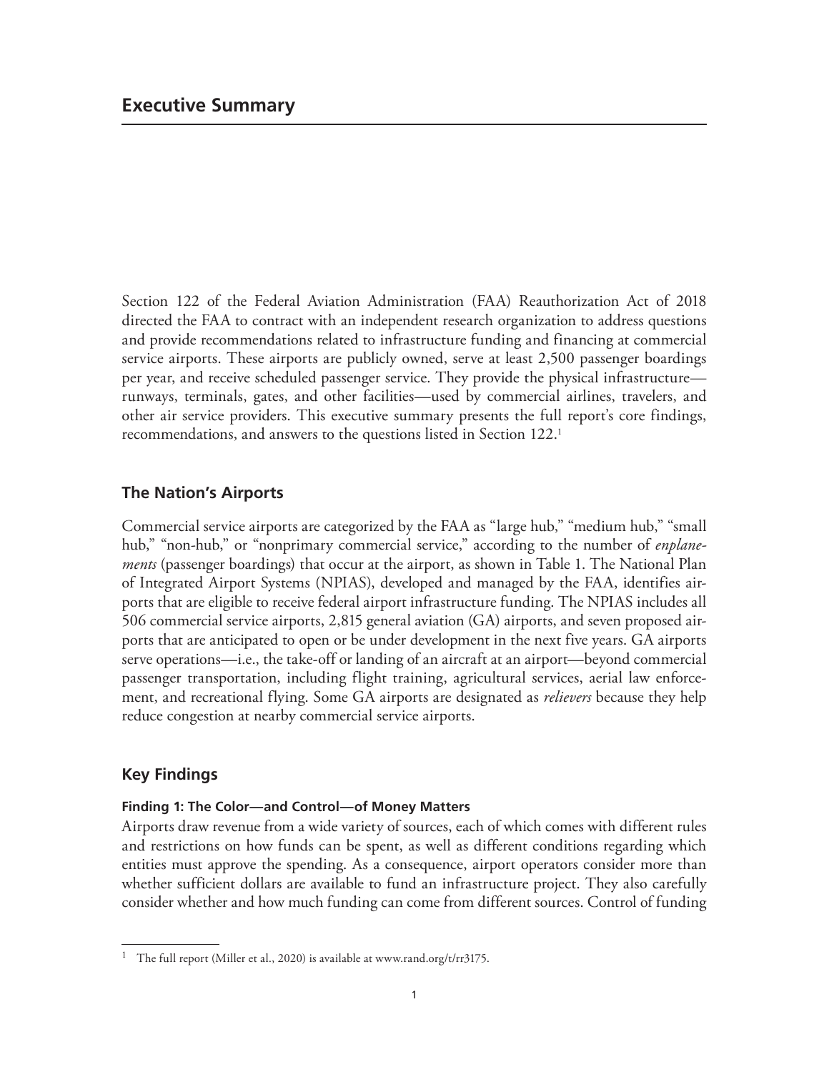# Executive Summary

Section 122 of the Federal Aviation Administration (FAA) Reauthorization Act of 2018 directed the FAA to contract with an independent research organization to address questions and provide recommendations related to infrastructure funding and financing at commercial service airports. These airports are publicly owned, serve at least 2,500 passenger boardings per year, and receive scheduled passenger service. They provide the physical infrastructure—runways, terminals, gates, and other facilities—used by commercial airlines, travelers, and other air service providers. This executive summary presents the full report's core findings, recommendations, and answers to the questions listed in Section 122.[1]

## The Nation's Airports

Commercial service airports are categorized by the FAA as "large hub," "medium hub," "small hub," "non-hub," or "nonprimary commercial service," according to the number of *enplanements* (passenger boardings) that occur at the airport, as shown in Table 1. The National Plan of Integrated Airport Systems (NPIAS), developed and managed by the FAA, identifies airports that are eligible to receive federal airport infrastructure funding. The NPIAS includes all 506 commercial service airports, 2,815 general aviation (GA) airports, and seven proposed airports that are anticipated to open or be under development in the next five years. GA airports serve operations—i.e., the take-off or landing of an aircraft at an airport—beyond commercial passenger transportation, including flight training, agricultural services, aerial law enforcement, and recreational flying. Some GA airports are designated as *relievers* because they help reduce congestion at nearby commercial service airports.

## Key Findings

### Finding 1: The Color—and Control—of Money Matters

Airports draw revenue from a wide variety of sources, each of which comes with different rules and restrictions on how funds can be spent, as well as different conditions regarding which entities must approve the spending. As a consequence, airport operators consider more than whether sufficient dollars are available to fund an infrastructure project. They also carefully consider whether and how much funding can come from different sources. Control of funding

[1] The full report (Miller et al., 2020) is available at www.rand.org/t/rr3175.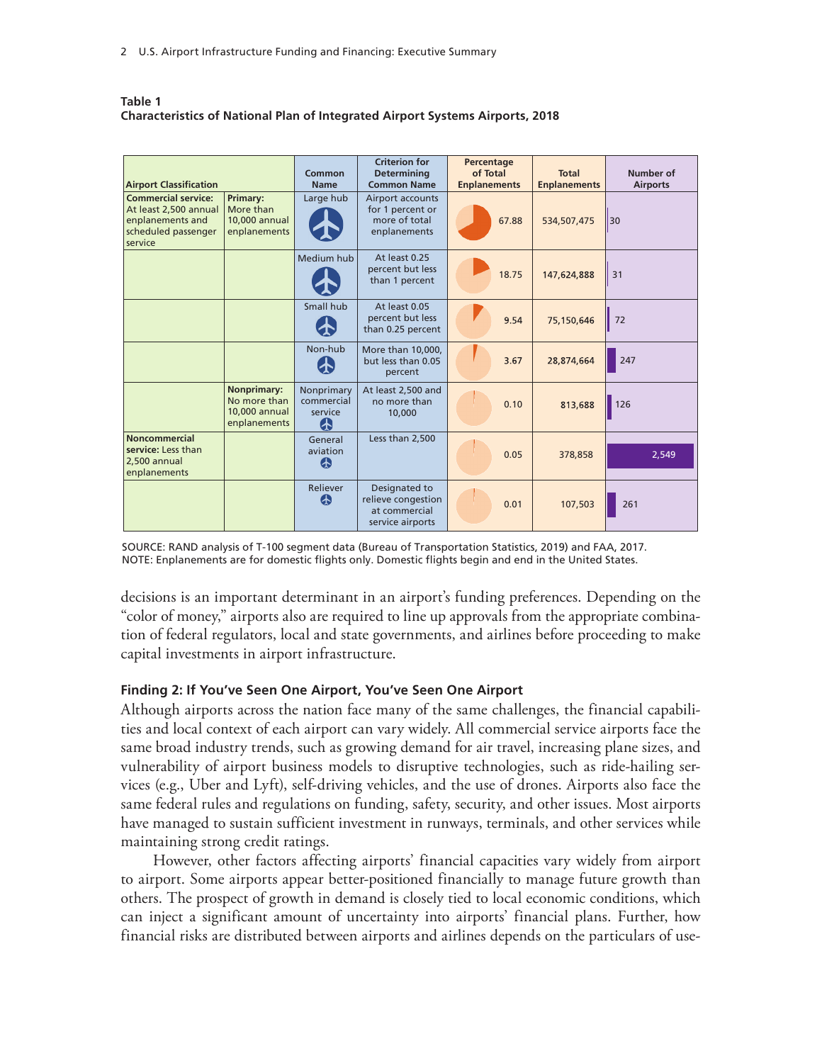**Table 1**
**Characteristics of National Plan of Integrated Airport Systems Airports, 2018**

| Airport Classification | | Common Name | Criterion for Determining Common Name | Percentage of Total Enplanements | Total Enplanements | Number of Airports |
|---|---|---|---|---|---|---|
| **Commercial service:** At least 2,500 annual enplanements and scheduled passenger service | **Primary:** More than 10,000 annual enplanements | Large hub | Airport accounts for 1 percent or more of total enplanements | 67.88 | 534,507,475 | 30 |
| | | Medium hub | At least 0.25 percent but less than 1 percent | 18.75 | 147,624,888 | 31 |
| | | Small hub | At least 0.05 percent but less than 0.25 percent | 9.54 | 75,150,646 | 72 |
| | | Non-hub | More than 10,000, but less than 0.05 percent | 3.67 | 28,874,664 | 247 |
| | **Nonprimary:** No more than 10,000 annual enplanements | Nonprimary commercial service | At least 2,500 and no more than 10,000 | 0.10 | 813,688 | 126 |
| **Noncommercial service:** Less than 2,500 annual enplanements | | General aviation | Less than 2,500 | 0.05 | 378,858 | 2,549 |
| | | Reliever | Designated to relieve congestion at commercial service airports | 0.01 | 107,503 | 261 |

SOURCE: RAND analysis of T-100 segment data (Bureau of Transportation Statistics, 2019) and FAA, 2017.
NOTE: Enplanements are for domestic flights only. Domestic flights begin and end in the United States.

decisions is an important determinant in an airport's funding preferences. Depending on the "color of money," airports also are required to line up approvals from the appropriate combination of federal regulators, local and state governments, and airlines before proceeding to make capital investments in airport infrastructure.

### Finding 2: If You've Seen One Airport, You've Seen One Airport

Although airports across the nation face many of the same challenges, the financial capabilities and local context of each airport can vary widely. All commercial service airports face the same broad industry trends, such as growing demand for air travel, increasing plane sizes, and vulnerability of airport business models to disruptive technologies, such as ride-hailing services (e.g., Uber and Lyft), self-driving vehicles, and the use of drones. Airports also face the same federal rules and regulations on funding, safety, security, and other issues. Most airports have managed to sustain sufficient investment in runways, terminals, and other services while maintaining strong credit ratings.

However, other factors affecting airports' financial capacities vary widely from airport to airport. Some airports appear better-positioned financially to manage future growth than others. The prospect of growth in demand is closely tied to local economic conditions, which can inject a significant amount of uncertainty into airports' financial plans. Further, how financial risks are distributed between airports and airlines depends on the particulars of use-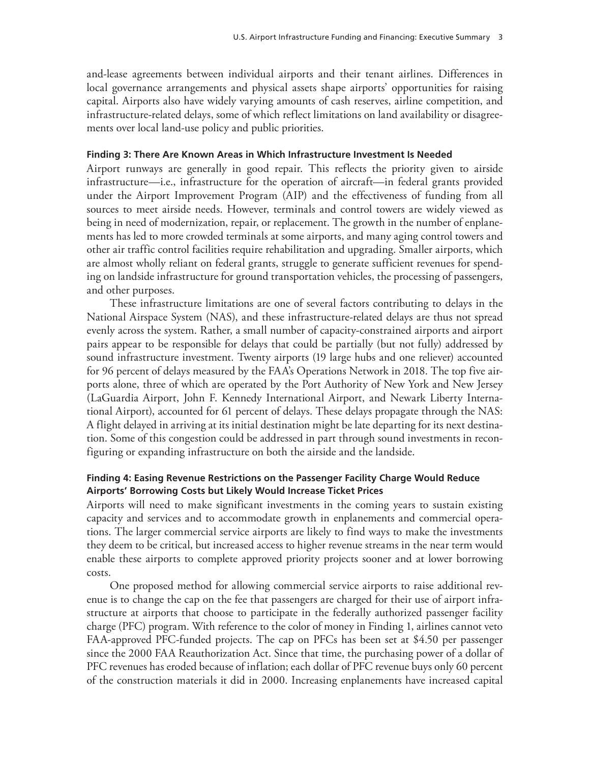and-lease agreements between individual airports and their tenant airlines. Differences in local governance arrangements and physical assets shape airports' opportunities for raising capital. Airports also have widely varying amounts of cash reserves, airline competition, and infrastructure-related delays, some of which reflect limitations on land availability or disagreements over local land-use policy and public priorities.

#### Finding 3: There Are Known Areas in Which Infrastructure Investment Is Needed

Airport runways are generally in good repair. This reflects the priority given to airside infrastructure—i.e., infrastructure for the operation of aircraft—in federal grants provided under the Airport Improvement Program (AIP) and the effectiveness of funding from all sources to meet airside needs. However, terminals and control towers are widely viewed as being in need of modernization, repair, or replacement. The growth in the number of enplanements has led to more crowded terminals at some airports, and many aging control towers and other air traffic control facilities require rehabilitation and upgrading. Smaller airports, which are almost wholly reliant on federal grants, struggle to generate sufficient revenues for spending on landside infrastructure for ground transportation vehicles, the processing of passengers, and other purposes.

These infrastructure limitations are one of several factors contributing to delays in the National Airspace System (NAS), and these infrastructure-related delays are thus not spread evenly across the system. Rather, a small number of capacity-constrained airports and airport pairs appear to be responsible for delays that could be partially (but not fully) addressed by sound infrastructure investment. Twenty airports (19 large hubs and one reliever) accounted for 96 percent of delays measured by the FAA's Operations Network in 2018. The top five airports alone, three of which are operated by the Port Authority of New York and New Jersey (LaGuardia Airport, John F. Kennedy International Airport, and Newark Liberty International Airport), accounted for 61 percent of delays. These delays propagate through the NAS: A flight delayed in arriving at its initial destination might be late departing for its next destination. Some of this congestion could be addressed in part through sound investments in reconfiguring or expanding infrastructure on both the airside and the landside.

#### Finding 4: Easing Revenue Restrictions on the Passenger Facility Charge Would Reduce Airports' Borrowing Costs but Likely Would Increase Ticket Prices

Airports will need to make significant investments in the coming years to sustain existing capacity and services and to accommodate growth in enplanements and commercial operations. The larger commercial service airports are likely to find ways to make the investments they deem to be critical, but increased access to higher revenue streams in the near term would enable these airports to complete approved priority projects sooner and at lower borrowing costs.

One proposed method for allowing commercial service airports to raise additional revenue is to change the cap on the fee that passengers are charged for their use of airport infrastructure at airports that choose to participate in the federally authorized passenger facility charge (PFC) program. With reference to the color of money in Finding 1, airlines cannot veto FAA-approved PFC-funded projects. The cap on PFCs has been set at $4.50 per passenger since the 2000 FAA Reauthorization Act. Since that time, the purchasing power of a dollar of PFC revenues has eroded because of inflation; each dollar of PFC revenue buys only 60 percent of the construction materials it did in 2000. Increasing enplanements have increased capital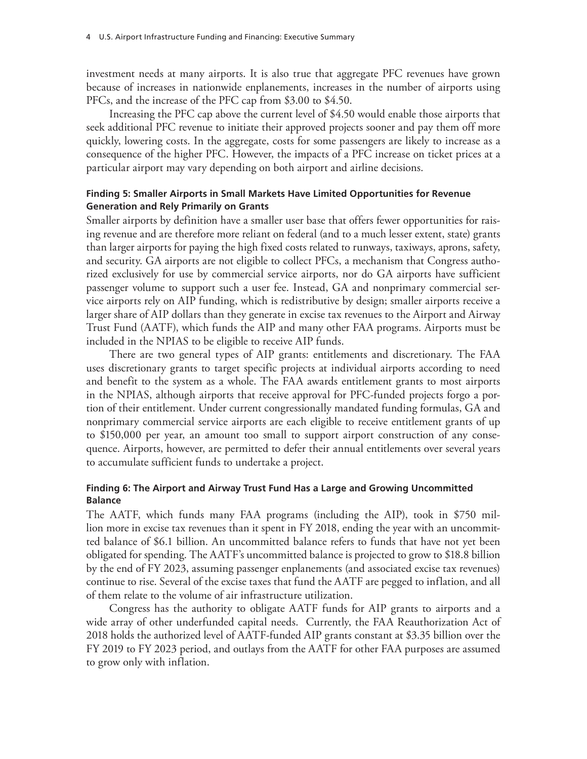investment needs at many airports. It is also true that aggregate PFC revenues have grown because of increases in nationwide enplanements, increases in the number of airports using PFCs, and the increase of the PFC cap from $3.00 to $4.50.

Increasing the PFC cap above the current level of $4.50 would enable those airports that seek additional PFC revenue to initiate their approved projects sooner and pay them off more quickly, lowering costs. In the aggregate, costs for some passengers are likely to increase as a consequence of the higher PFC. However, the impacts of a PFC increase on ticket prices at a particular airport may vary depending on both airport and airline decisions.

#### Finding 5: Smaller Airports in Small Markets Have Limited Opportunities for Revenue Generation and Rely Primarily on Grants

Smaller airports by definition have a smaller user base that offers fewer opportunities for raising revenue and are therefore more reliant on federal (and to a much lesser extent, state) grants than larger airports for paying the high fixed costs related to runways, taxiways, aprons, safety, and security. GA airports are not eligible to collect PFCs, a mechanism that Congress authorized exclusively for use by commercial service airports, nor do GA airports have sufficient passenger volume to support such a user fee. Instead, GA and nonprimary commercial service airports rely on AIP funding, which is redistributive by design; smaller airports receive a larger share of AIP dollars than they generate in excise tax revenues to the Airport and Airway Trust Fund (AATF), which funds the AIP and many other FAA programs. Airports must be included in the NPIAS to be eligible to receive AIP funds.

There are two general types of AIP grants: entitlements and discretionary. The FAA uses discretionary grants to target specific projects at individual airports according to need and benefit to the system as a whole. The FAA awards entitlement grants to most airports in the NPIAS, although airports that receive approval for PFC-funded projects forgo a portion of their entitlement. Under current congressionally mandated funding formulas, GA and nonprimary commercial service airports are each eligible to receive entitlement grants of up to $150,000 per year, an amount too small to support airport construction of any consequence. Airports, however, are permitted to defer their annual entitlements over several years to accumulate sufficient funds to undertake a project.

#### Finding 6: The Airport and Airway Trust Fund Has a Large and Growing Uncommitted Balance

The AATF, which funds many FAA programs (including the AIP), took in $750 million more in excise tax revenues than it spent in FY 2018, ending the year with an uncommitted balance of $6.1 billion. An uncommitted balance refers to funds that have not yet been obligated for spending. The AATF's uncommitted balance is projected to grow to $18.8 billion by the end of FY 2023, assuming passenger enplanements (and associated excise tax revenues) continue to rise. Several of the excise taxes that fund the AATF are pegged to inflation, and all of them relate to the volume of air infrastructure utilization.

Congress has the authority to obligate AATF funds for AIP grants to airports and a wide array of other underfunded capital needs. Currently, the FAA Reauthorization Act of 2018 holds the authorized level of AATF-funded AIP grants constant at $3.35 billion over the FY 2019 to FY 2023 period, and outlays from the AATF for other FAA purposes are assumed to grow only with inflation.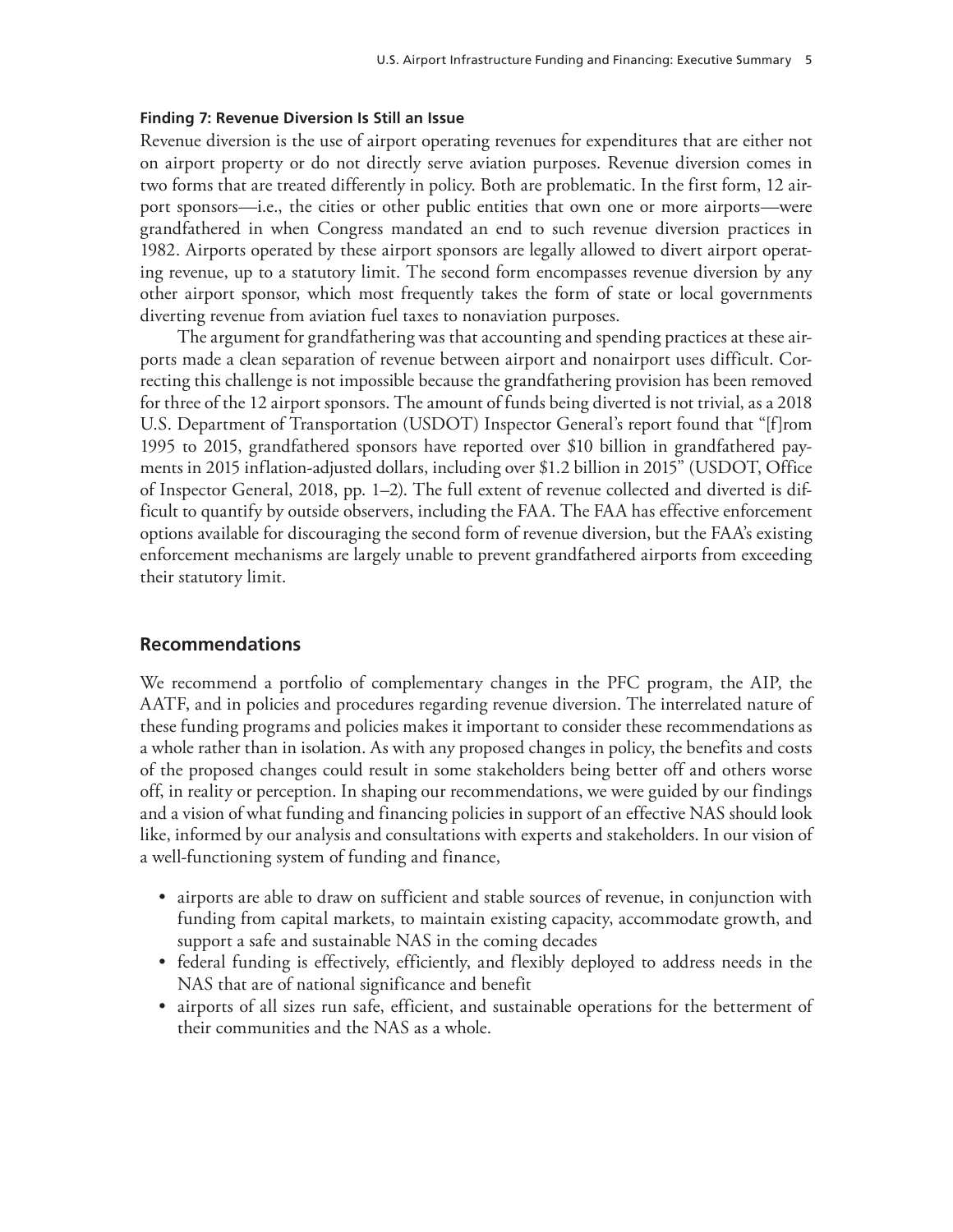### Finding 7: Revenue Diversion Is Still an Issue

Revenue diversion is the use of airport operating revenues for expenditures that are either not on airport property or do not directly serve aviation purposes. Revenue diversion comes in two forms that are treated differently in policy. Both are problematic. In the first form, 12 airport sponsors—i.e., the cities or other public entities that own one or more airports—were grandfathered in when Congress mandated an end to such revenue diversion practices in 1982. Airports operated by these airport sponsors are legally allowed to divert airport operating revenue, up to a statutory limit. The second form encompasses revenue diversion by any other airport sponsor, which most frequently takes the form of state or local governments diverting revenue from aviation fuel taxes to nonaviation purposes.

The argument for grandfathering was that accounting and spending practices at these airports made a clean separation of revenue between airport and nonairport uses difficult. Correcting this challenge is not impossible because the grandfathering provision has been removed for three of the 12 airport sponsors. The amount of funds being diverted is not trivial, as a 2018 U.S. Department of Transportation (USDOT) Inspector General's report found that "[f]rom 1995 to 2015, grandfathered sponsors have reported over $10 billion in grandfathered payments in 2015 inflation-adjusted dollars, including over $1.2 billion in 2015" (USDOT, Office of Inspector General, 2018, pp. 1–2). The full extent of revenue collected and diverted is difficult to quantify by outside observers, including the FAA. The FAA has effective enforcement options available for discouraging the second form of revenue diversion, but the FAA's existing enforcement mechanisms are largely unable to prevent grandfathered airports from exceeding their statutory limit.

## Recommendations

We recommend a portfolio of complementary changes in the PFC program, the AIP, the AATF, and in policies and procedures regarding revenue diversion. The interrelated nature of these funding programs and policies makes it important to consider these recommendations as a whole rather than in isolation. As with any proposed changes in policy, the benefits and costs of the proposed changes could result in some stakeholders being better off and others worse off, in reality or perception. In shaping our recommendations, we were guided by our findings and a vision of what funding and financing policies in support of an effective NAS should look like, informed by our analysis and consultations with experts and stakeholders. In our vision of a well-functioning system of funding and finance,

- airports are able to draw on sufficient and stable sources of revenue, in conjunction with funding from capital markets, to maintain existing capacity, accommodate growth, and support a safe and sustainable NAS in the coming decades
- federal funding is effectively, efficiently, and flexibly deployed to address needs in the NAS that are of national significance and benefit
- airports of all sizes run safe, efficient, and sustainable operations for the betterment of their communities and the NAS as a whole.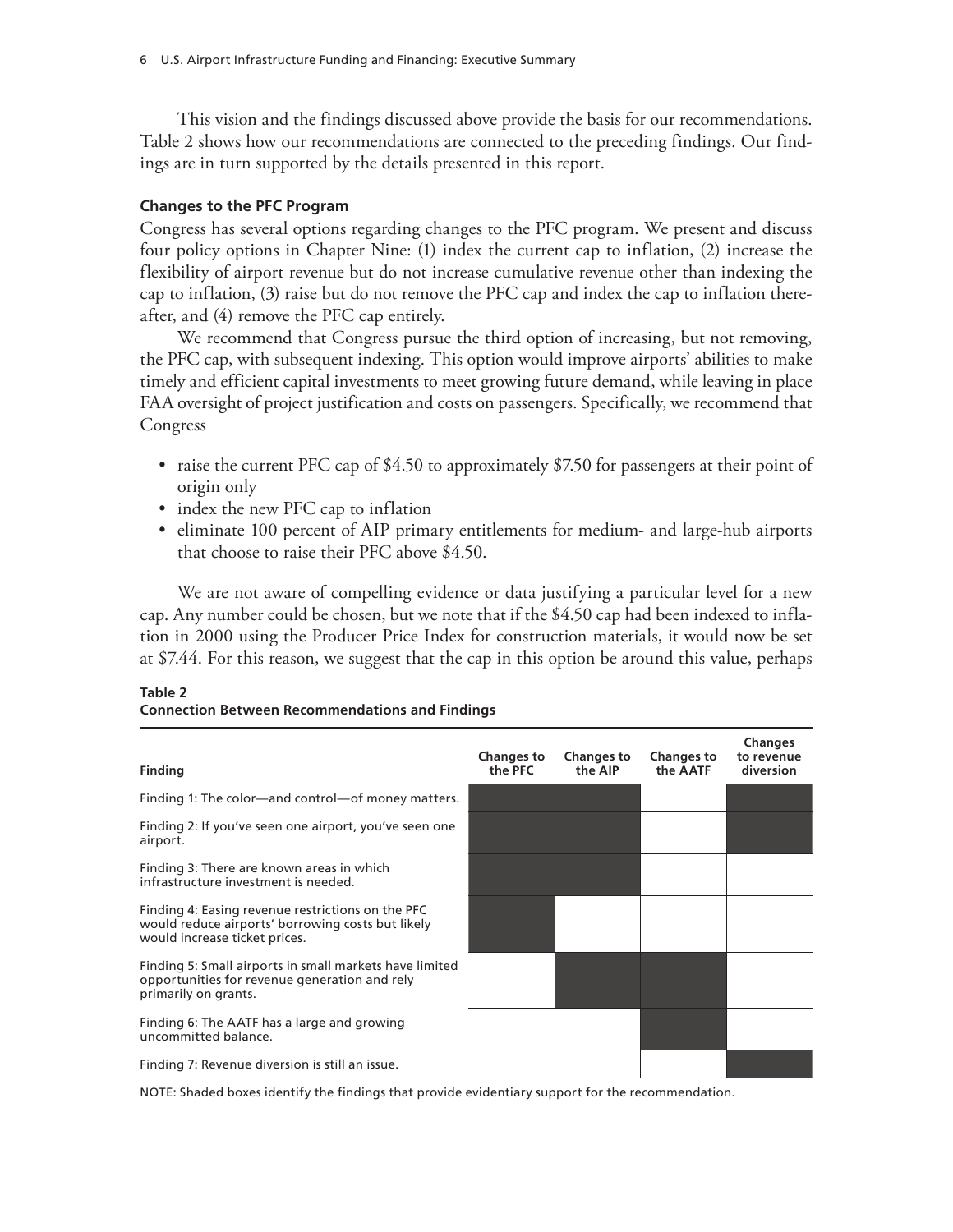This vision and the findings discussed above provide the basis for our recommendations. Table 2 shows how our recommendations are connected to the preceding findings. Our findings are in turn supported by the details presented in this report.

**Changes to the PFC Program**

Congress has several options regarding changes to the PFC program. We present and discuss four policy options in Chapter Nine: (1) index the current cap to inflation, (2) increase the flexibility of airport revenue but do not increase cumulative revenue other than indexing the cap to inflation, (3) raise but do not remove the PFC cap and index the cap to inflation thereafter, and (4) remove the PFC cap entirely.

We recommend that Congress pursue the third option of increasing, but not removing, the PFC cap, with subsequent indexing. This option would improve airports' abilities to make timely and efficient capital investments to meet growing future demand, while leaving in place FAA oversight of project justification and costs on passengers. Specifically, we recommend that Congress

- raise the current PFC cap of $4.50 to approximately $7.50 for passengers at their point of origin only
- index the new PFC cap to inflation
- eliminate 100 percent of AIP primary entitlements for medium- and large-hub airports that choose to raise their PFC above $4.50.

We are not aware of compelling evidence or data justifying a particular level for a new cap. Any number could be chosen, but we note that if the $4.50 cap had been indexed to inflation in 2000 using the Producer Price Index for construction materials, it would now be set at $7.44. For this reason, we suggest that the cap in this option be around this value, perhaps

**Table 2**
**Connection Between Recommendations and Findings**

| Finding | Changes to the PFC | Changes to the AIP | Changes to the AATF | Changes to revenue diversion |
|---|---|---|---|---|
| Finding 1: The color—and control—of money matters. | ■ | ■ | | ■ |
| Finding 2: If you've seen one airport, you've seen one airport. | ■ | ■ | | ■ |
| Finding 3: There are known areas in which infrastructure investment is needed. | ■ | ■ | | |
| Finding 4: Easing revenue restrictions on the PFC would reduce airports' borrowing costs but likely would increase ticket prices. | ■ | | | |
| Finding 5: Small airports in small markets have limited opportunities for revenue generation and rely primarily on grants. | | ■ | ■ | |
| Finding 6: The AATF has a large and growing uncommitted balance. | | | ■ | |
| Finding 7: Revenue diversion is still an issue. | | | | ■ |

NOTE: Shaded boxes identify the findings that provide evidentiary support for the recommendation.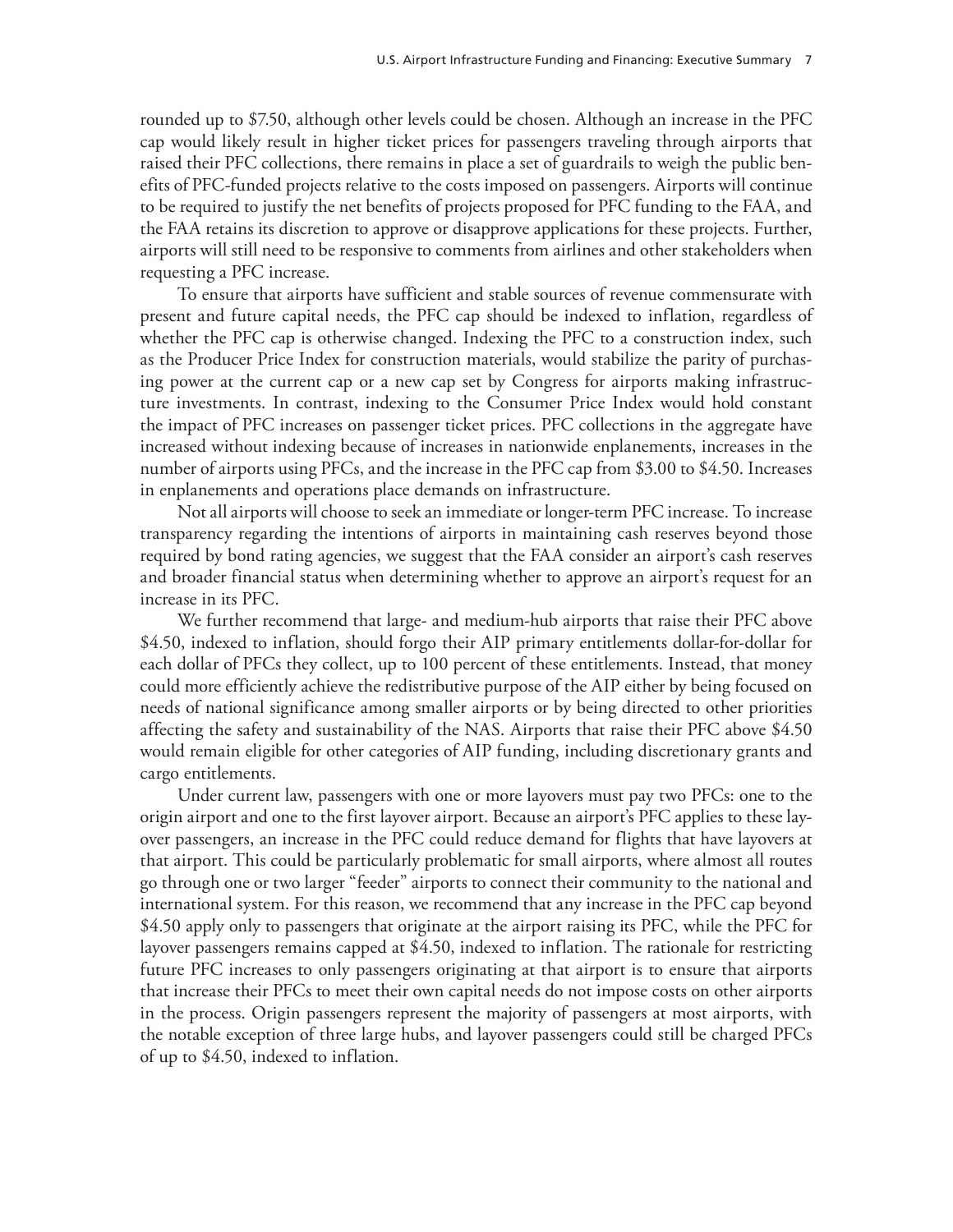rounded up to $7.50, although other levels could be chosen. Although an increase in the PFC cap would likely result in higher ticket prices for passengers traveling through airports that raised their PFC collections, there remains in place a set of guardrails to weigh the public benefits of PFC-funded projects relative to the costs imposed on passengers. Airports will continue to be required to justify the net benefits of projects proposed for PFC funding to the FAA, and the FAA retains its discretion to approve or disapprove applications for these projects. Further, airports will still need to be responsive to comments from airlines and other stakeholders when requesting a PFC increase.

To ensure that airports have sufficient and stable sources of revenue commensurate with present and future capital needs, the PFC cap should be indexed to inflation, regardless of whether the PFC cap is otherwise changed. Indexing the PFC to a construction index, such as the Producer Price Index for construction materials, would stabilize the parity of purchasing power at the current cap or a new cap set by Congress for airports making infrastructure investments. In contrast, indexing to the Consumer Price Index would hold constant the impact of PFC increases on passenger ticket prices. PFC collections in the aggregate have increased without indexing because of increases in nationwide enplanements, increases in the number of airports using PFCs, and the increase in the PFC cap from $3.00 to $4.50. Increases in enplanements and operations place demands on infrastructure.

Not all airports will choose to seek an immediate or longer-term PFC increase. To increase transparency regarding the intentions of airports in maintaining cash reserves beyond those required by bond rating agencies, we suggest that the FAA consider an airport's cash reserves and broader financial status when determining whether to approve an airport's request for an increase in its PFC.

We further recommend that large- and medium-hub airports that raise their PFC above $4.50, indexed to inflation, should forgo their AIP primary entitlements dollar-for-dollar for each dollar of PFCs they collect, up to 100 percent of these entitlements. Instead, that money could more efficiently achieve the redistributive purpose of the AIP either by being focused on needs of national significance among smaller airports or by being directed to other priorities affecting the safety and sustainability of the NAS. Airports that raise their PFC above $4.50 would remain eligible for other categories of AIP funding, including discretionary grants and cargo entitlements.

Under current law, passengers with one or more layovers must pay two PFCs: one to the origin airport and one to the first layover airport. Because an airport's PFC applies to these layover passengers, an increase in the PFC could reduce demand for flights that have layovers at that airport. This could be particularly problematic for small airports, where almost all routes go through one or two larger "feeder" airports to connect their community to the national and international system. For this reason, we recommend that any increase in the PFC cap beyond $4.50 apply only to passengers that originate at the airport raising its PFC, while the PFC for layover passengers remains capped at $4.50, indexed to inflation. The rationale for restricting future PFC increases to only passengers originating at that airport is to ensure that airports that increase their PFCs to meet their own capital needs do not impose costs on other airports in the process. Origin passengers represent the majority of passengers at most airports, with the notable exception of three large hubs, and layover passengers could still be charged PFCs of up to $4.50, indexed to inflation.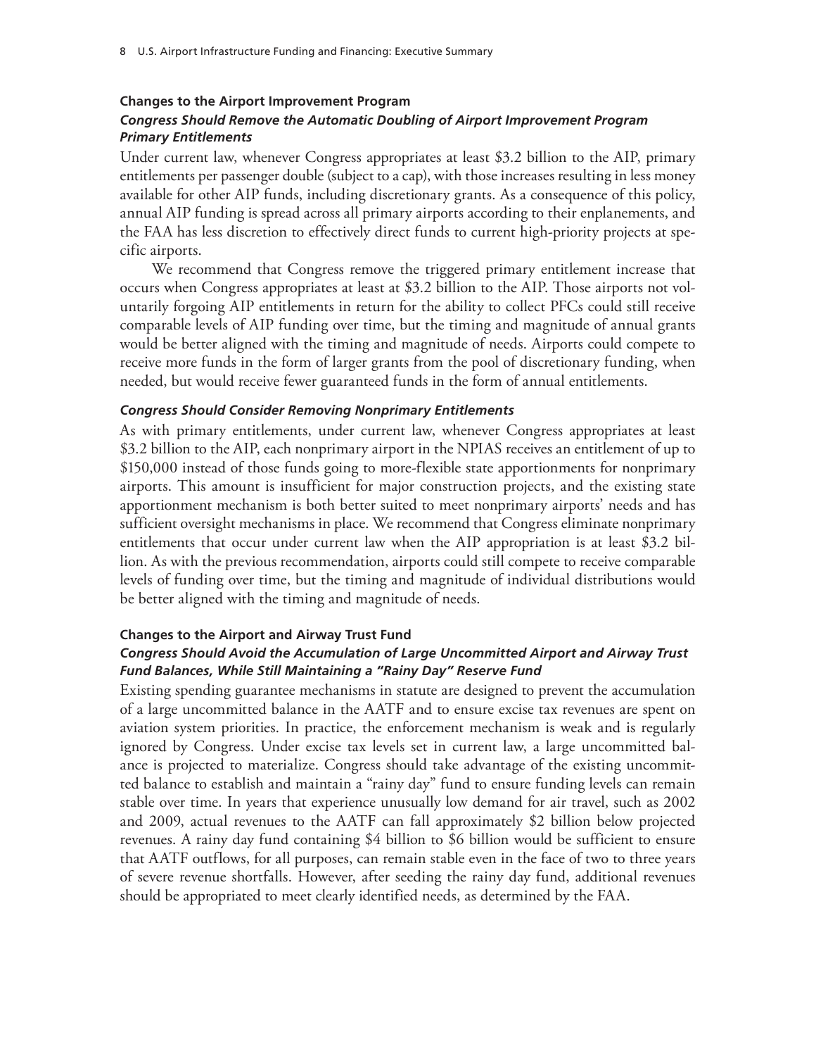### Changes to the Airport Improvement Program

#### *Congress Should Remove the Automatic Doubling of Airport Improvement Program Primary Entitlements*

Under current law, whenever Congress appropriates at least $3.2 billion to the AIP, primary entitlements per passenger double (subject to a cap), with those increases resulting in less money available for other AIP funds, including discretionary grants. As a consequence of this policy, annual AIP funding is spread across all primary airports according to their enplanements, and the FAA has less discretion to effectively direct funds to current high-priority projects at specific airports.

We recommend that Congress remove the triggered primary entitlement increase that occurs when Congress appropriates at least at $3.2 billion to the AIP. Those airports not voluntarily forgoing AIP entitlements in return for the ability to collect PFCs could still receive comparable levels of AIP funding over time, but the timing and magnitude of annual grants would be better aligned with the timing and magnitude of needs. Airports could compete to receive more funds in the form of larger grants from the pool of discretionary funding, when needed, but would receive fewer guaranteed funds in the form of annual entitlements.

#### *Congress Should Consider Removing Nonprimary Entitlements*

As with primary entitlements, under current law, whenever Congress appropriates at least $3.2 billion to the AIP, each nonprimary airport in the NPIAS receives an entitlement of up to $150,000 instead of those funds going to more-flexible state apportionments for nonprimary airports. This amount is insufficient for major construction projects, and the existing state apportionment mechanism is both better suited to meet nonprimary airports' needs and has sufficient oversight mechanisms in place. We recommend that Congress eliminate nonprimary entitlements that occur under current law when the AIP appropriation is at least $3.2 billion. As with the previous recommendation, airports could still compete to receive comparable levels of funding over time, but the timing and magnitude of individual distributions would be better aligned with the timing and magnitude of needs.

### Changes to the Airport and Airway Trust Fund

#### *Congress Should Avoid the Accumulation of Large Uncommitted Airport and Airway Trust Fund Balances, While Still Maintaining a "Rainy Day" Reserve Fund*

Existing spending guarantee mechanisms in statute are designed to prevent the accumulation of a large uncommitted balance in the AATF and to ensure excise tax revenues are spent on aviation system priorities. In practice, the enforcement mechanism is weak and is regularly ignored by Congress. Under excise tax levels set in current law, a large uncommitted balance is projected to materialize. Congress should take advantage of the existing uncommitted balance to establish and maintain a "rainy day" fund to ensure funding levels can remain stable over time. In years that experience unusually low demand for air travel, such as 2002 and 2009, actual revenues to the AATF can fall approximately $2 billion below projected revenues. A rainy day fund containing $4 billion to $6 billion would be sufficient to ensure that AATF outflows, for all purposes, can remain stable even in the face of two to three years of severe revenue shortfalls. However, after seeding the rainy day fund, additional revenues should be appropriated to meet clearly identified needs, as determined by the FAA.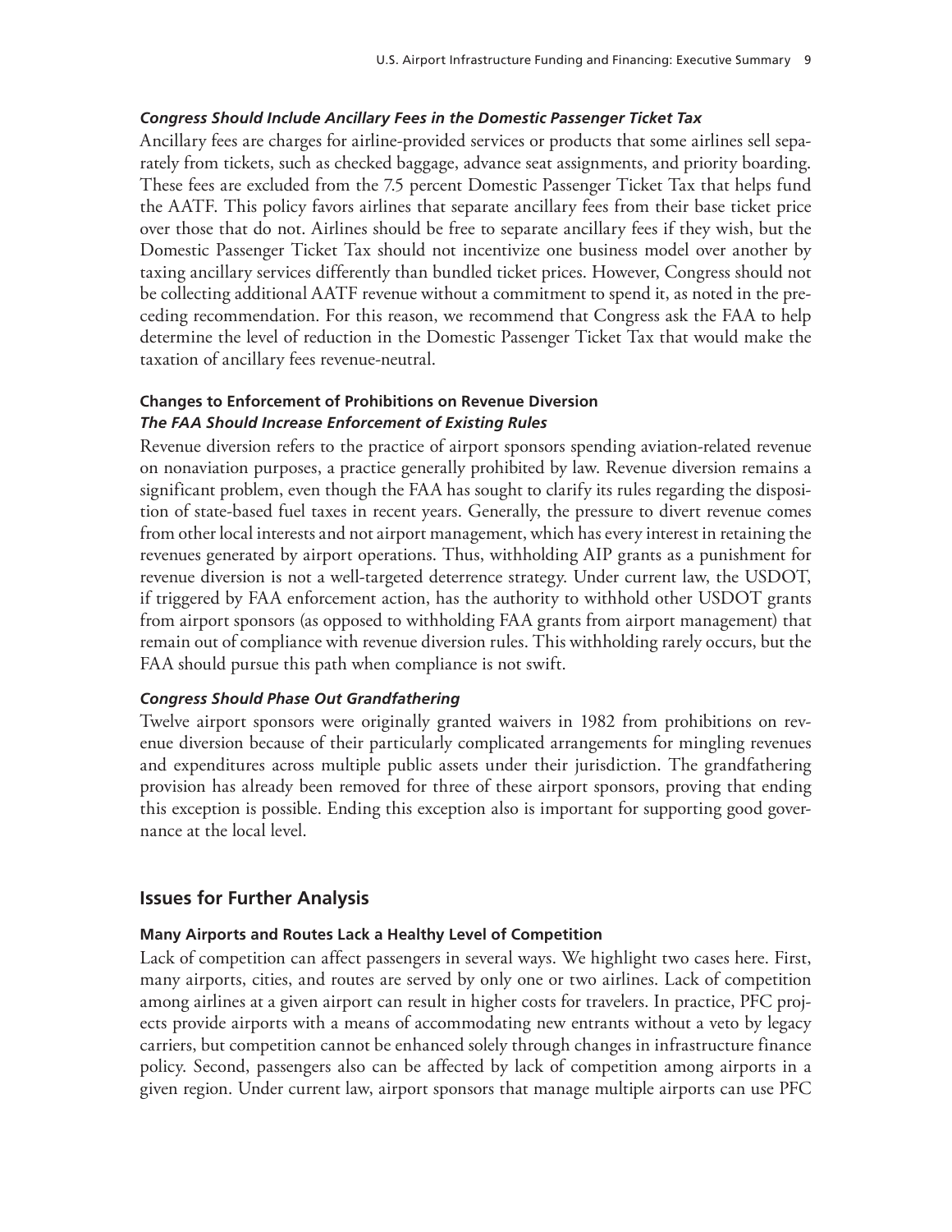#### *Congress Should Include Ancillary Fees in the Domestic Passenger Ticket Tax*

Ancillary fees are charges for airline-provided services or products that some airlines sell separately from tickets, such as checked baggage, advance seat assignments, and priority boarding. These fees are excluded from the 7.5 percent Domestic Passenger Ticket Tax that helps fund the AATF. This policy favors airlines that separate ancillary fees from their base ticket price over those that do not. Airlines should be free to separate ancillary fees if they wish, but the Domestic Passenger Ticket Tax should not incentivize one business model over another by taxing ancillary services differently than bundled ticket prices. However, Congress should not be collecting additional AATF revenue without a commitment to spend it, as noted in the preceding recommendation. For this reason, we recommend that Congress ask the FAA to help determine the level of reduction in the Domestic Passenger Ticket Tax that would make the taxation of ancillary fees revenue-neutral.

### Changes to Enforcement of Prohibitions on Revenue Diversion

#### *The FAA Should Increase Enforcement of Existing Rules*

Revenue diversion refers to the practice of airport sponsors spending aviation-related revenue on nonaviation purposes, a practice generally prohibited by law. Revenue diversion remains a significant problem, even though the FAA has sought to clarify its rules regarding the disposition of state-based fuel taxes in recent years. Generally, the pressure to divert revenue comes from other local interests and not airport management, which has every interest in retaining the revenues generated by airport operations. Thus, withholding AIP grants as a punishment for revenue diversion is not a well-targeted deterrence strategy. Under current law, the USDOT, if triggered by FAA enforcement action, has the authority to withhold other USDOT grants from airport sponsors (as opposed to withholding FAA grants from airport management) that remain out of compliance with revenue diversion rules. This withholding rarely occurs, but the FAA should pursue this path when compliance is not swift.

#### *Congress Should Phase Out Grandfathering*

Twelve airport sponsors were originally granted waivers in 1982 from prohibitions on revenue diversion because of their particularly complicated arrangements for mingling revenues and expenditures across multiple public assets under their jurisdiction. The grandfathering provision has already been removed for three of these airport sponsors, proving that ending this exception is possible. Ending this exception also is important for supporting good governance at the local level.

## Issues for Further Analysis

### Many Airports and Routes Lack a Healthy Level of Competition

Lack of competition can affect passengers in several ways. We highlight two cases here. First, many airports, cities, and routes are served by only one or two airlines. Lack of competition among airlines at a given airport can result in higher costs for travelers. In practice, PFC projects provide airports with a means of accommodating new entrants without a veto by legacy carriers, but competition cannot be enhanced solely through changes in infrastructure finance policy. Second, passengers also can be affected by lack of competition among airports in a given region. Under current law, airport sponsors that manage multiple airports can use PFC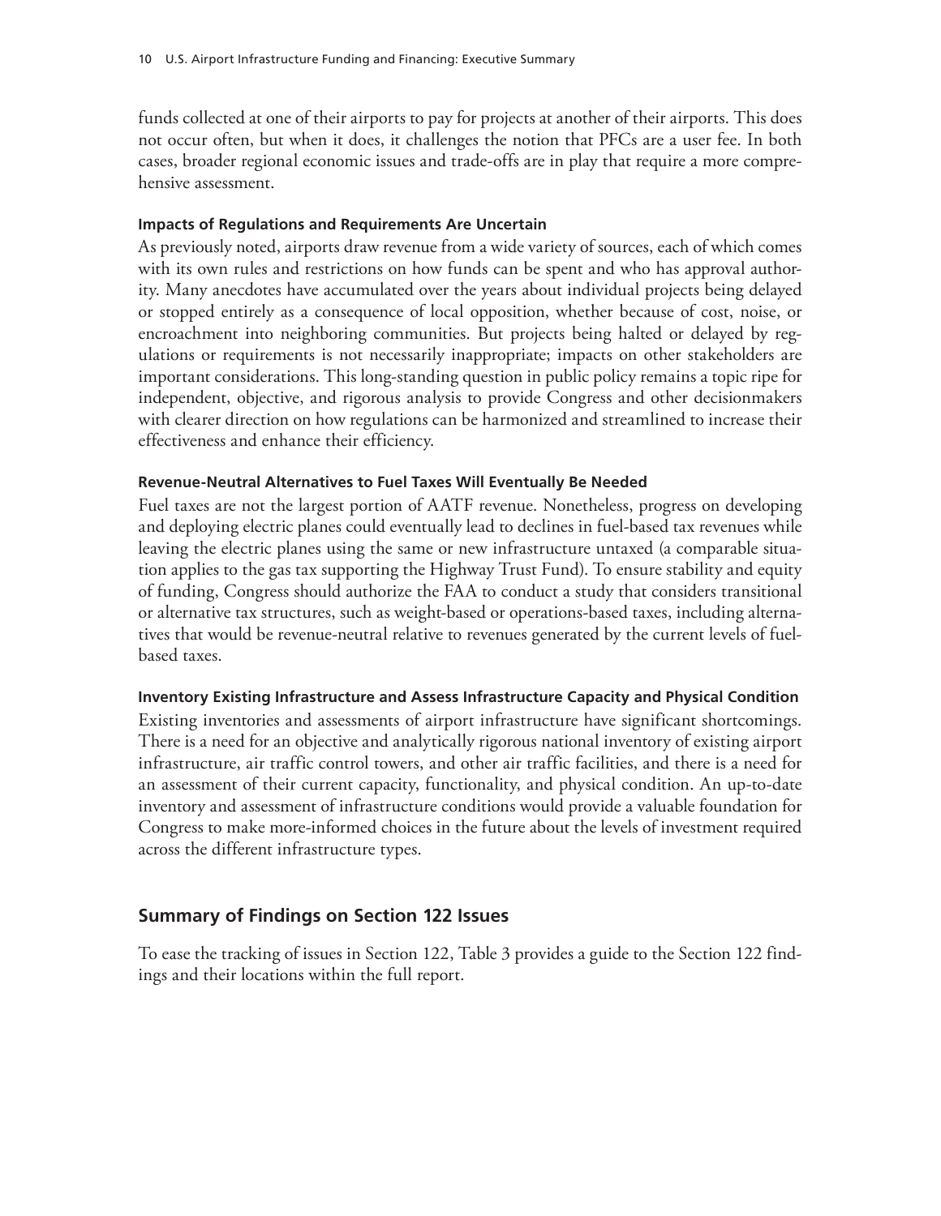funds collected at one of their airports to pay for projects at another of their airports. This does not occur often, but when it does, it challenges the notion that PFCs are a user fee. In both cases, broader regional economic issues and trade-offs are in play that require a more comprehensive assessment.

#### Impacts of Regulations and Requirements Are Uncertain

As previously noted, airports draw revenue from a wide variety of sources, each of which comes with its own rules and restrictions on how funds can be spent and who has approval authority. Many anecdotes have accumulated over the years about individual projects being delayed or stopped entirely as a consequence of local opposition, whether because of cost, noise, or encroachment into neighboring communities. But projects being halted or delayed by regulations or requirements is not necessarily inappropriate; impacts on other stakeholders are important considerations. This long-standing question in public policy remains a topic ripe for independent, objective, and rigorous analysis to provide Congress and other decisionmakers with clearer direction on how regulations can be harmonized and streamlined to increase their effectiveness and enhance their efficiency.

#### Revenue-Neutral Alternatives to Fuel Taxes Will Eventually Be Needed

Fuel taxes are not the largest portion of AATF revenue. Nonetheless, progress on developing and deploying electric planes could eventually lead to declines in fuel-based tax revenues while leaving the electric planes using the same or new infrastructure untaxed (a comparable situation applies to the gas tax supporting the Highway Trust Fund). To ensure stability and equity of funding, Congress should authorize the FAA to conduct a study that considers transitional or alternative tax structures, such as weight-based or operations-based taxes, including alternatives that would be revenue-neutral relative to revenues generated by the current levels of fuel-based taxes.

#### Inventory Existing Infrastructure and Assess Infrastructure Capacity and Physical Condition

Existing inventories and assessments of airport infrastructure have significant shortcomings. There is a need for an objective and analytically rigorous national inventory of existing airport infrastructure, air traffic control towers, and other air traffic facilities, and there is a need for an assessment of their current capacity, functionality, and physical condition. An up-to-date inventory and assessment of infrastructure conditions would provide a valuable foundation for Congress to make more-informed choices in the future about the levels of investment required across the different infrastructure types.

## Summary of Findings on Section 122 Issues

To ease the tracking of issues in Section 122, Table 3 provides a guide to the Section 122 findings and their locations within the full report.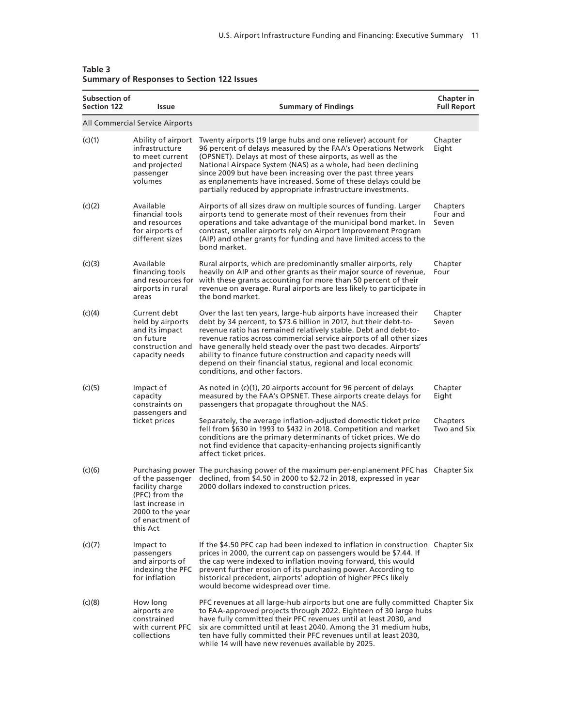**Table 3**
**Summary of Responses to Section 122 Issues**

| Subsection of Section 122 | Issue | Summary of Findings | Chapter in Full Report |
|---|---|---|---|
| All Commercial Service Airports | | | |
| (c)(1) | Ability of airport infrastructure to meet current and projected passenger volumes | Twenty airports (19 large hubs and one reliever) account for 96 percent of delays measured by the FAA's Operations Network (OPSNET). Delays at most of these airports, as well as the National Airspace System (NAS) as a whole, had been declining since 2009 but have been increasing over the past three years as enplanements have increased. Some of these delays could be partially reduced by appropriate infrastructure investments. | Chapter Eight |
| (c)(2) | Available financial tools and resources for airports of different sizes | Airports of all sizes draw on multiple sources of funding. Larger airports tend to generate most of their revenues from their operations and take advantage of the municipal bond market. In contrast, smaller airports rely on Airport Improvement Program (AIP) and other grants for funding and have limited access to the bond market. | Chapters Four and Seven |
| (c)(3) | Available financing tools and resources for airports in rural areas | Rural airports, which are predominantly smaller airports, rely heavily on AIP and other grants as their major source of revenue, with these grants accounting for more than 50 percent of their revenue on average. Rural airports are less likely to participate in the bond market. | Chapter Four |
| (c)(4) | Current debt held by airports and its impact on future construction and capacity needs | Over the last ten years, large-hub airports have increased their debt by 34 percent, to $73.6 billion in 2017, but their debt-to-revenue ratio has remained relatively stable. Debt and debt-to-revenue ratios across commercial service airports of all other sizes have generally held steady over the past two decades. Airports' ability to finance future construction and capacity needs will depend on their financial status, regional and local economic conditions, and other factors. | Chapter Seven |
| (c)(5) | Impact of capacity constraints on passengers and ticket prices | As noted in (c)(1), 20 airports account for 96 percent of delays measured by the FAA's OPSNET. These airports create delays for passengers that propagate throughout the NAS. | Chapter Eight |
| | | Separately, the average inflation-adjusted domestic ticket price fell from $630 in 1993 to $432 in 2018. Competition and market conditions are the primary determinants of ticket prices. We do not find evidence that capacity-enhancing projects significantly affect ticket prices. | Chapters Two and Six |
| (c)(6) | Purchasing power of the passenger facility charge (PFC) from the last increase in 2000 to the year of enactment of this Act | The purchasing power of the maximum per-enplanement PFC has declined, from $4.50 in 2000 to $2.72 in 2018, expressed in year 2000 dollars indexed to construction prices. | Chapter Six |
| (c)(7) | Impact to passengers and airports of indexing the PFC for inflation | If the $4.50 PFC cap had been indexed to inflation in construction prices in 2000, the current cap on passengers would be $7.44. If the cap were indexed to inflation moving forward, this would prevent further erosion of its purchasing power. According to historical precedent, airports' adoption of higher PFCs likely would become widespread over time. | Chapter Six |
| (c)(8) | How long airports are constrained with current PFC collections | PFC revenues at all large-hub airports but one are fully committed to FAA-approved projects through 2022. Eighteen of 30 large hubs have fully committed their PFC revenues until at least 2030, and six are committed until at least 2040. Among the 31 medium hubs, ten have fully committed their PFC revenues until at least 2030, while 14 will have new revenues available by 2025. | Chapter Six |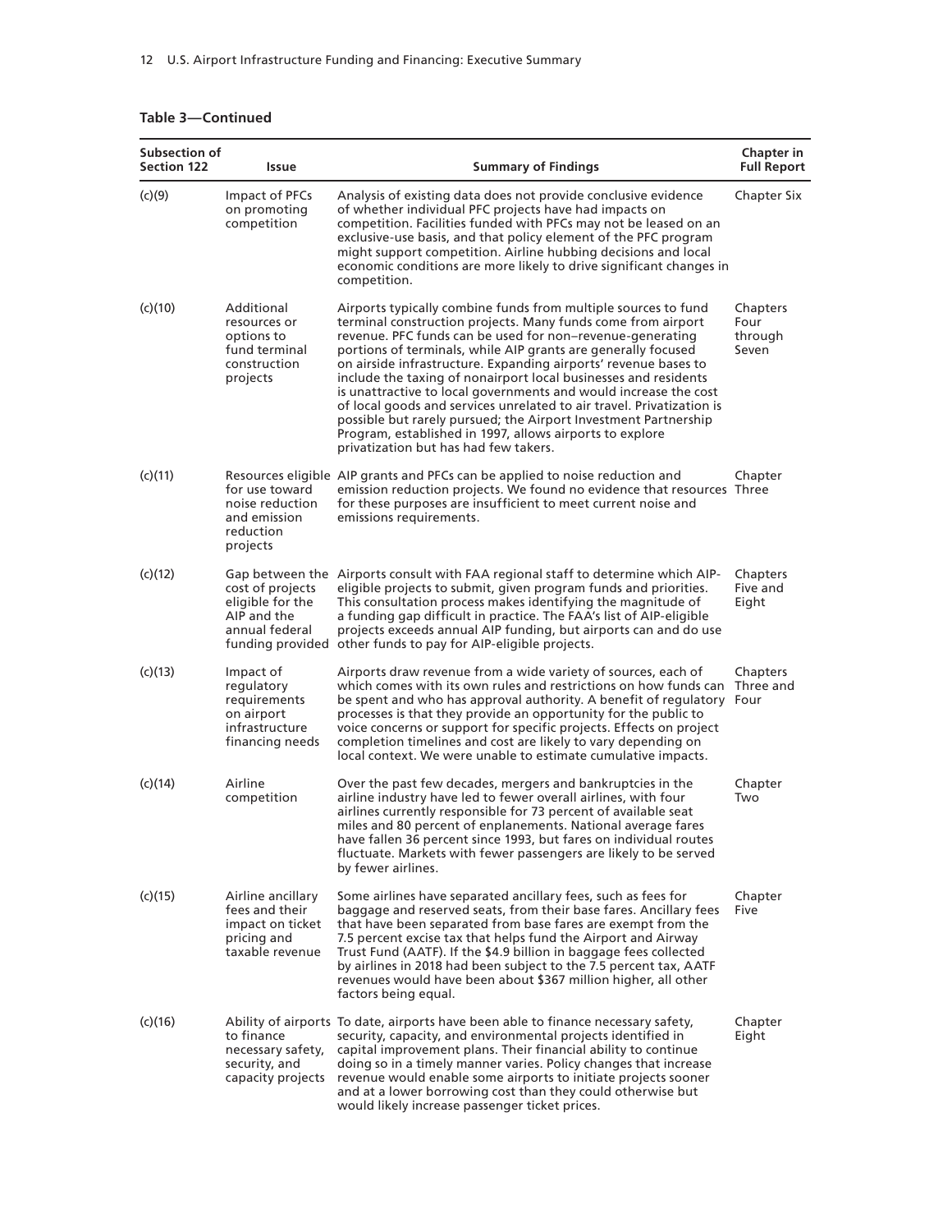**Table 3—Continued**

| Subsection of Section 122 | Issue | Summary of Findings | Chapter in Full Report |
|---|---|---|---|
| (c)(9) | Impact of PFCs on promoting competition | Analysis of existing data does not provide conclusive evidence of whether individual PFC projects have had impacts on competition. Facilities funded with PFCs may not be leased on an exclusive-use basis, and that policy element of the PFC program might support competition. Airline hubbing decisions and local economic conditions are more likely to drive significant changes in competition. | Chapter Six |
| (c)(10) | Additional resources or options to fund terminal construction projects | Airports typically combine funds from multiple sources to fund terminal construction projects. Many funds come from airport revenue. PFC funds can be used for non–revenue-generating portions of terminals, while AIP grants are generally focused on airside infrastructure. Expanding airports' revenue bases to include the taxing of nonairport local businesses and residents is unattractive to local governments and would increase the cost of local goods and services unrelated to air travel. Privatization is possible but rarely pursued; the Airport Investment Partnership Program, established in 1997, allows airports to explore privatization but has had few takers. | Chapters Four through Seven |
| (c)(11) | Resources eligible for use toward noise reduction and emission reduction projects | AIP grants and PFCs can be applied to noise reduction and emission reduction projects. We found no evidence that resources for these purposes are insufficient to meet current noise and emissions requirements. | Chapter Three |
| (c)(12) | Gap between the cost of projects eligible for the AIP and the annual federal funding provided | Airports consult with FAA regional staff to determine which AIP-eligible projects to submit, given program funds and priorities. This consultation process makes identifying the magnitude of a funding gap difficult in practice. The FAA's list of AIP-eligible projects exceeds annual AIP funding, but airports can and do use other funds to pay for AIP-eligible projects. | Chapters Five and Eight |
| (c)(13) | Impact of regulatory requirements on airport infrastructure financing needs | Airports draw revenue from a wide variety of sources, each of which comes with its own rules and restrictions on how funds can be spent and who has approval authority. A benefit of regulatory processes is that they provide an opportunity for the public to voice concerns or support for specific projects. Effects on project completion timelines and cost are likely to vary depending on local context. We were unable to estimate cumulative impacts. | Chapters Three and Four |
| (c)(14) | Airline competition | Over the past few decades, mergers and bankruptcies in the airline industry have led to fewer overall airlines, with four airlines currently responsible for 73 percent of available seat miles and 80 percent of enplanements. National average fares have fallen 36 percent since 1993, but fares on individual routes fluctuate. Markets with fewer passengers are likely to be served by fewer airlines. | Chapter Two |
| (c)(15) | Airline ancillary fees and their impact on ticket pricing and taxable revenue | Some airlines have separated ancillary fees, such as fees for baggage and reserved seats, from their base fares. Ancillary fees that have been separated from base fares are exempt from the 7.5 percent excise tax that helps fund the Airport and Airway Trust Fund (AATF). If the $4.9 billion in baggage fees collected by airlines in 2018 had been subject to the 7.5 percent tax, AATF revenues would have been about $367 million higher, all other factors being equal. | Chapter Five |
| (c)(16) | Ability of airports to finance necessary safety, security, and capacity projects | To date, airports have been able to finance necessary safety, security, capacity, and environmental projects identified in capital improvement plans. Their financial ability to continue doing so in a timely manner varies. Policy changes that increase revenue would enable some airports to initiate projects sooner and at a lower borrowing cost than they could otherwise but would likely increase passenger ticket prices. | Chapter Eight |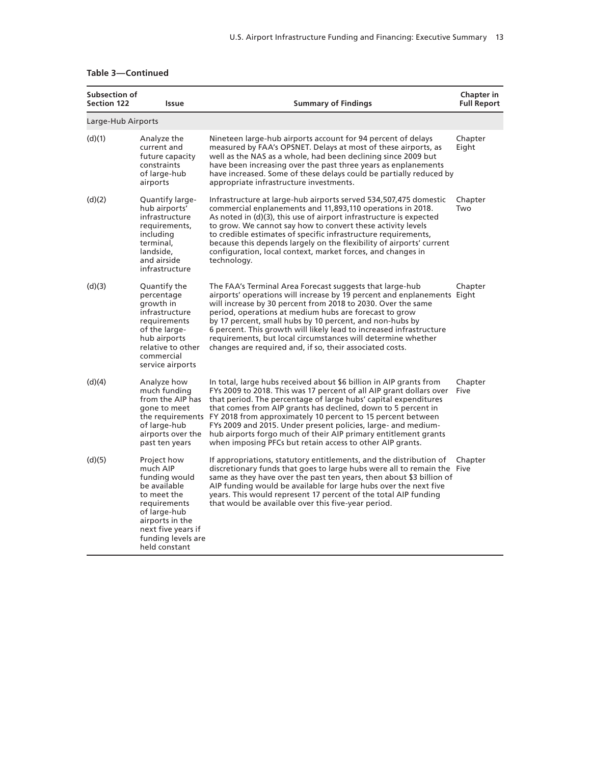**Table 3—Continued**

| Subsection of Section 122 | Issue | Summary of Findings | Chapter in Full Report |
|---|---|---|---|
| Large-Hub Airports | | | |
| (d)(1) | Analyze the current and future capacity constraints of large-hub airports | Nineteen large-hub airports account for 94 percent of delays measured by FAA's OPSNET. Delays at most of these airports, as well as the NAS as a whole, had been declining since 2009 but have been increasing over the past three years as enplanements have increased. Some of these delays could be partially reduced by appropriate infrastructure investments. | Chapter Eight |
| (d)(2) | Quantify large-hub airports' infrastructure requirements, including terminal, landside, and airside infrastructure | Infrastructure at large-hub airports served 534,507,475 domestic commercial enplanements and 11,893,110 operations in 2018. As noted in (d)(3), this use of airport infrastructure is expected to grow. We cannot say how to convert these activity levels to credible estimates of specific infrastructure requirements, because this depends largely on the flexibility of airports' current configuration, local context, market forces, and changes in technology. | Chapter Two |
| (d)(3) | Quantify the percentage growth in infrastructure requirements of the large-hub airports relative to other commercial service airports | The FAA's Terminal Area Forecast suggests that large-hub airports' operations will increase by 19 percent and enplanements will increase by 30 percent from 2018 to 2030. Over the same period, operations at medium hubs are forecast to grow by 17 percent, small hubs by 10 percent, and non-hubs by 6 percent. This growth will likely lead to increased infrastructure requirements, but local circumstances will determine whether changes are required and, if so, their associated costs. | Chapter Eight |
| (d)(4) | Analyze how much funding from the AIP has gone to meet the requirements of large-hub airports over the past ten years | In total, large hubs received about $6 billion in AIP grants from FYs 2009 to 2018. This was 17 percent of all AIP grant dollars over that period. The percentage of large hubs' capital expenditures that comes from AIP grants has declined, down to 5 percent in FY 2018 from approximately 10 percent to 15 percent between FYs 2009 and 2015. Under present policies, large- and medium-hub airports forgo much of their AIP primary entitlement grants when imposing PFCs but retain access to other AIP grants. | Chapter Five |
| (d)(5) | Project how much AIP funding would be available to meet the requirements of large-hub airports in the next five years if funding levels are held constant | If appropriations, statutory entitlements, and the distribution of discretionary funds that goes to large hubs were all to remain the same as they have over the past ten years, then about $3 billion of AIP funding would be available for large hubs over the next five years. This would represent 17 percent of the total AIP funding that would be available over this five-year period. | Chapter Five |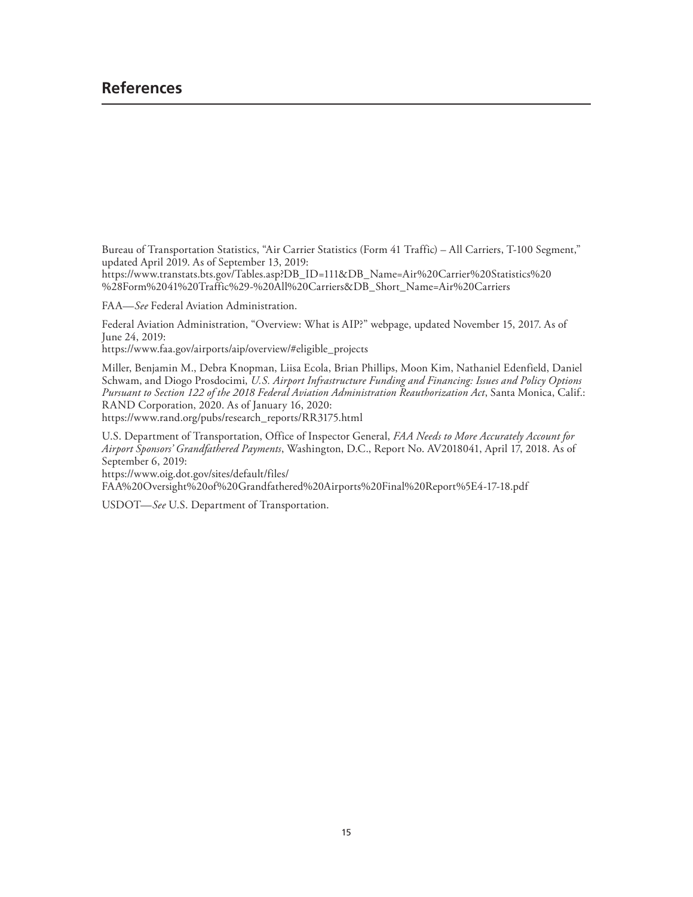# References

Bureau of Transportation Statistics, "Air Carrier Statistics (Form 41 Traffic) – All Carriers, T-100 Segment," updated April 2019. As of September 13, 2019:
https://www.transtats.bts.gov/Tables.asp?DB_ID=111&DB_Name=Air%20Carrier%20Statistics%20%28Form%2041%20Traffic%29-%20All%20Carriers&DB_Short_Name=Air%20Carriers

FAA—*See* Federal Aviation Administration.

Federal Aviation Administration, "Overview: What is AIP?" webpage, updated November 15, 2017. As of June 24, 2019:
https://www.faa.gov/airports/aip/overview/#eligible_projects

Miller, Benjamin M., Debra Knopman, Liisa Ecola, Brian Phillips, Moon Kim, Nathaniel Edenfield, Daniel Schwam, and Diogo Prosdocimi, *U.S. Airport Infrastructure Funding and Financing: Issues and Policy Options Pursuant to Section 122 of the 2018 Federal Aviation Administration Reauthorization Act*, Santa Monica, Calif.: RAND Corporation, 2020. As of January 16, 2020:
https://www.rand.org/pubs/research_reports/RR3175.html

U.S. Department of Transportation, Office of Inspector General, *FAA Needs to More Accurately Account for Airport Sponsors' Grandfathered Payments*, Washington, D.C., Report No. AV2018041, April 17, 2018. As of September 6, 2019:
https://www.oig.dot.gov/sites/default/files/FAA%20Oversight%20of%20Grandfathered%20Airports%20Final%20Report%5E4-17-18.pdf

USDOT—*See* U.S. Department of Transportation.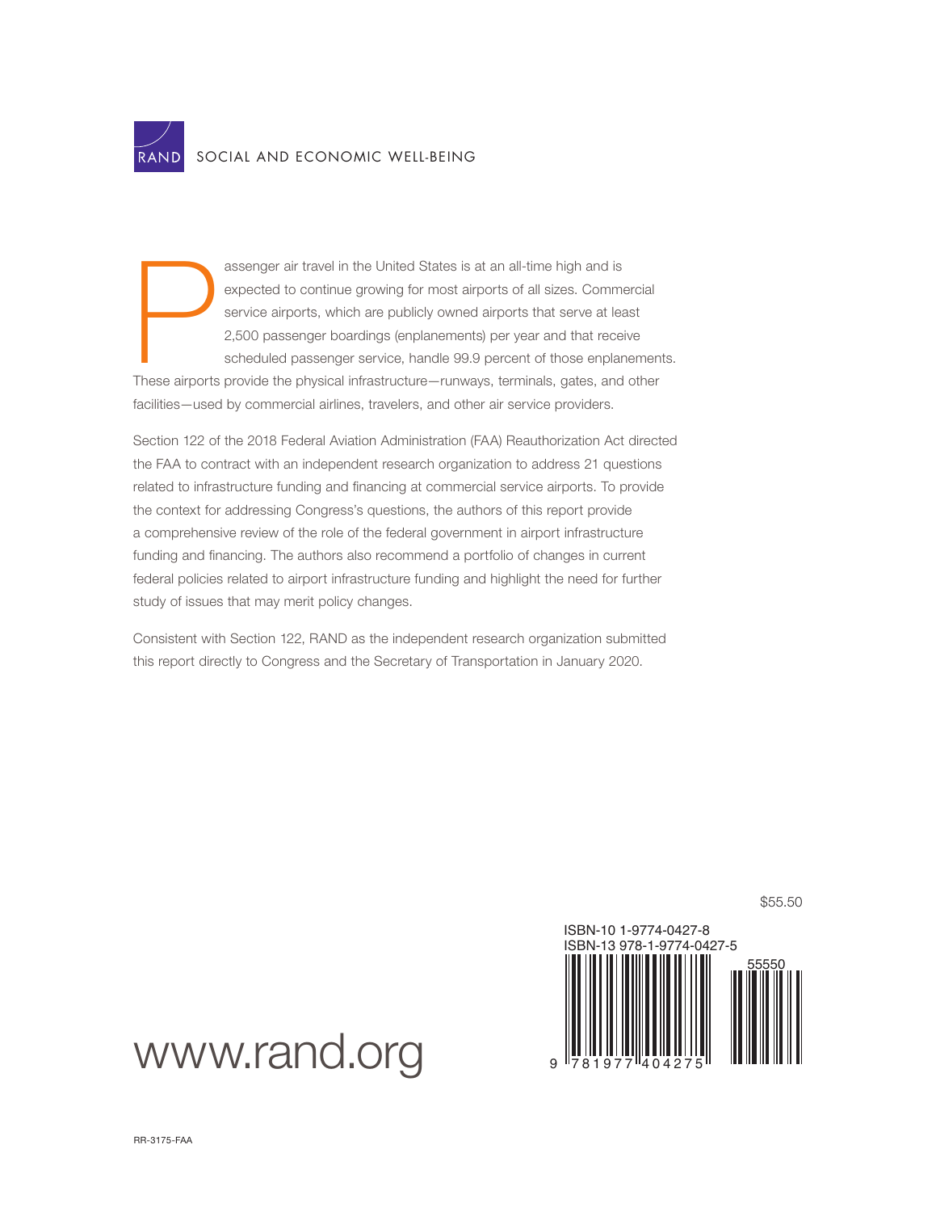RAND SOCIAL AND ECONOMIC WELL-BEING

Passenger air travel in the United States is at an all-time high and is expected to continue growing for most airports of all sizes. Commercial service airports, which are publicly owned airports that serve at least 2,500 passenger boardings (enplanements) per year and that receive scheduled passenger service, handle 99.9 percent of those enplanements. These airports provide the physical infrastructure—runways, terminals, gates, and other facilities—used by commercial airlines, travelers, and other air service providers.

Section 122 of the 2018 Federal Aviation Administration (FAA) Reauthorization Act directed the FAA to contract with an independent research organization to address 21 questions related to infrastructure funding and financing at commercial service airports. To provide the context for addressing Congress's questions, the authors of this report provide a comprehensive review of the role of the federal government in airport infrastructure funding and financing. The authors also recommend a portfolio of changes in current federal policies related to airport infrastructure funding and highlight the need for further study of issues that may merit policy changes.

Consistent with Section 122, RAND as the independent research organization submitted this report directly to Congress and the Secretary of Transportation in January 2020.

$55.50

ISBN-10 1-9774-0427-8
ISBN-13 978-1-9774-0427-5

55550

9 781977 404275

www.rand.org

RR-3175-FAA